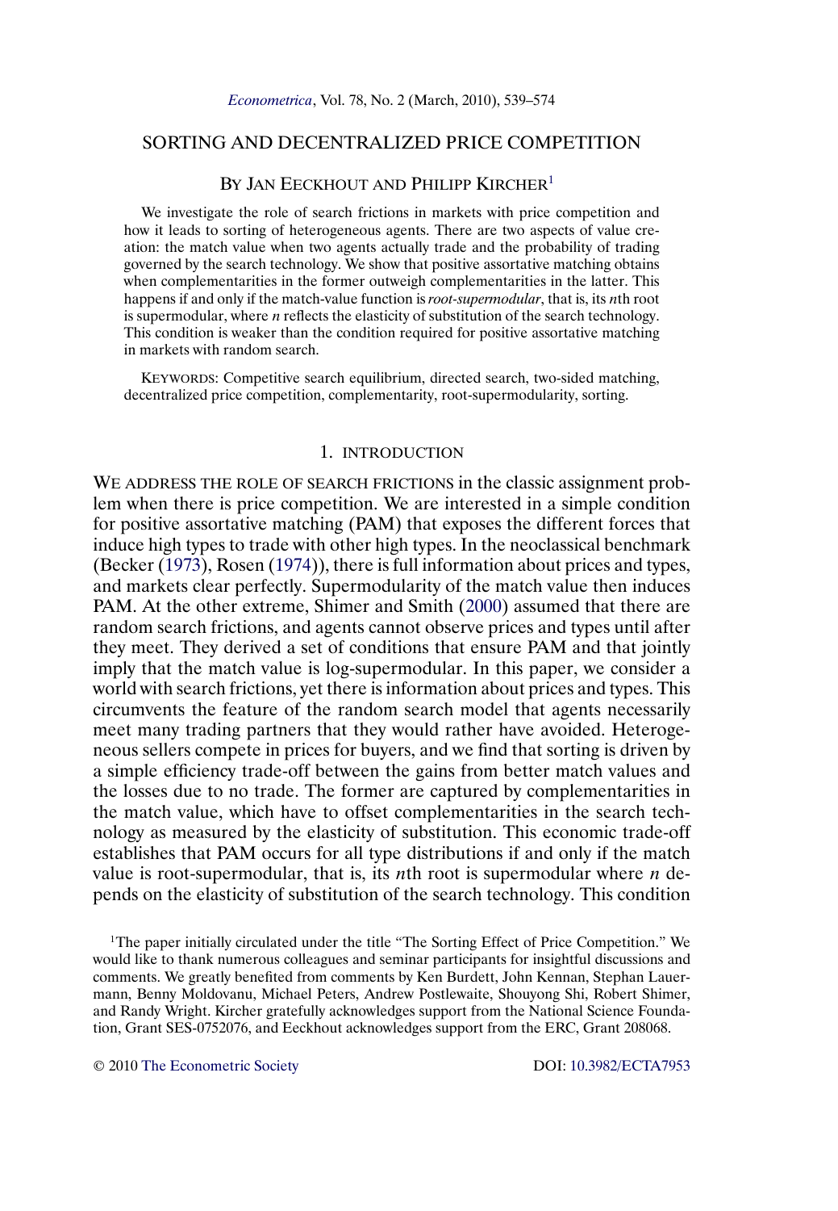# SORTING AND DECENTRALIZED PRICE COMPETITION

BY JAN EECKHOUT AND PHILIPP KIRCHER[1]

We investigate the role of search frictions in markets with price competition and how it leads to sorting of heterogeneous agents. There are two aspects of value creation: the match value when two agents actually trade and the probability of trading governed by the search technology. We show that positive assortative matching obtains when complementarities in the former outweigh complementarities in the latter. This happens if and only if the match-value function is *root-supermodular*, that is, its $n$th root is supermodular, where $n$ reflects the elasticity of substitution of the search technology. This condition is weaker than the condition required for positive assortative matching in markets with random search.

KEYWORDS: Competitive search equilibrium, directed search, two-sided matching, decentralized price competition, complementarity, root-supermodularity, sorting.

## 1. INTRODUCTION

WE ADDRESS THE ROLE OF SEARCH FRICTIONS in the classic assignment problem when there is price competition. We are interested in a simple condition for positive assortative matching (PAM) that exposes the different forces that induce high types to trade with other high types. In the neoclassical benchmark (Becker (1973), Rosen (1974)), there is full information about prices and types, and markets clear perfectly. Supermodularity of the match value then induces PAM. At the other extreme, Shimer and Smith (2000) assumed that there are random search frictions, and agents cannot observe prices and types until after they meet. They derived a set of conditions that ensure PAM and that jointly imply that the match value is log-supermodular. In this paper, we consider a world with search frictions, yet there is information about prices and types. This circumvents the feature of the random search model that agents necessarily meet many trading partners that they would rather have avoided. Heterogeneous sellers compete in prices for buyers, and we find that sorting is driven by a simple efficiency trade-off between the gains from better match values and the losses due to no trade. The former are captured by complementarities in the match value, which have to offset complementarities in the search technology as measured by the elasticity of substitution. This economic trade-off establishes that PAM occurs for all type distributions if and only if the match value is root-supermodular, that is, its $n$th root is supermodular where $n$ depends on the elasticity of substitution of the search technology. This condition

[1] The paper initially circulated under the title "The Sorting Effect of Price Competition." We would like to thank numerous colleagues and seminar participants for insightful discussions and comments. We greatly benefited from comments by Ken Burdett, John Kennan, Stephan Lauermann, Benny Moldovanu, Michael Peters, Andrew Postlewaite, Shouyong Shi, Robert Shimer, and Randy Wright. Kircher gratefully acknowledges support from the National Science Foundation, Grant SES-0752076, and Eeckhout acknowledges support from the ERC, Grant 208068.

© 2010 The Econometric Society DOI: 10.3982/ECTA7953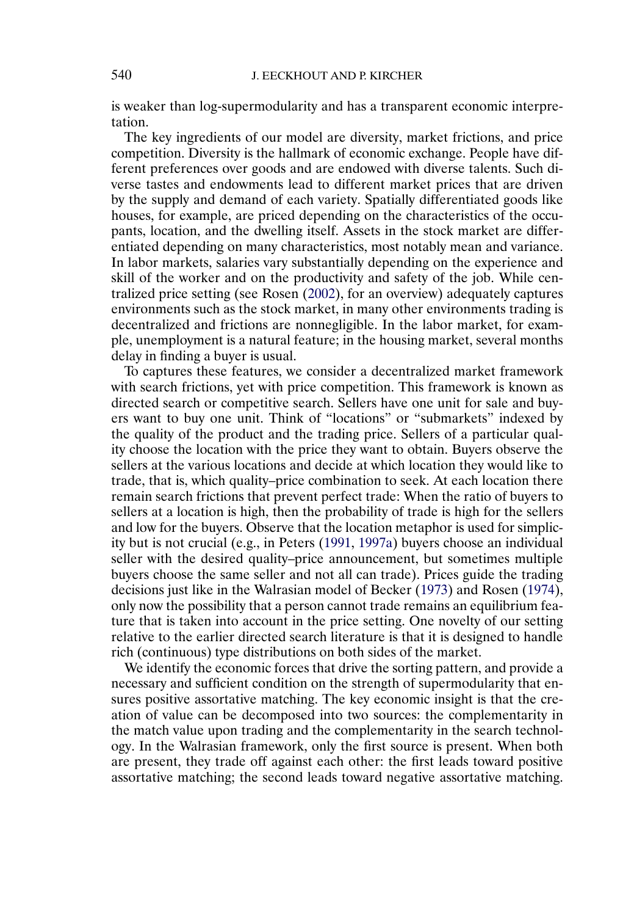is weaker than log-supermodularity and has a transparent economic interpretation.

The key ingredients of our model are diversity, market frictions, and price competition. Diversity is the hallmark of economic exchange. People have different preferences over goods and are endowed with diverse talents. Such diverse tastes and endowments lead to different market prices that are driven by the supply and demand of each variety. Spatially differentiated goods like houses, for example, are priced depending on the characteristics of the occupants, location, and the dwelling itself. Assets in the stock market are differentiated depending on many characteristics, most notably mean and variance. In labor markets, salaries vary substantially depending on the experience and skill of the worker and on the productivity and safety of the job. While centralized price setting (see Rosen (2002), for an overview) adequately captures environments such as the stock market, in many other environments trading is decentralized and frictions are nonnegligible. In the labor market, for example, unemployment is a natural feature; in the housing market, several months delay in finding a buyer is usual.

To captures these features, we consider a decentralized market framework with search frictions, yet with price competition. This framework is known as directed search or competitive search. Sellers have one unit for sale and buyers want to buy one unit. Think of "locations" or "submarkets" indexed by the quality of the product and the trading price. Sellers of a particular quality choose the location with the price they want to obtain. Buyers observe the sellers at the various locations and decide at which location they would like to trade, that is, which quality–price combination to seek. At each location there remain search frictions that prevent perfect trade: When the ratio of buyers to sellers at a location is high, then the probability of trade is high for the sellers and low for the buyers. Observe that the location metaphor is used for simplicity but is not crucial (e.g., in Peters (1991, 1997a) buyers choose an individual seller with the desired quality–price announcement, but sometimes multiple buyers choose the same seller and not all can trade). Prices guide the trading decisions just like in the Walrasian model of Becker (1973) and Rosen (1974), only now the possibility that a person cannot trade remains an equilibrium feature that is taken into account in the price setting. One novelty of our setting relative to the earlier directed search literature is that it is designed to handle rich (continuous) type distributions on both sides of the market.

We identify the economic forces that drive the sorting pattern, and provide a necessary and sufficient condition on the strength of supermodularity that ensures positive assortative matching. The key economic insight is that the creation of value can be decomposed into two sources: the complementarity in the match value upon trading and the complementarity in the search technology. In the Walrasian framework, only the first source is present. When both are present, they trade off against each other: the first leads toward positive assortative matching; the second leads toward negative assortative matching.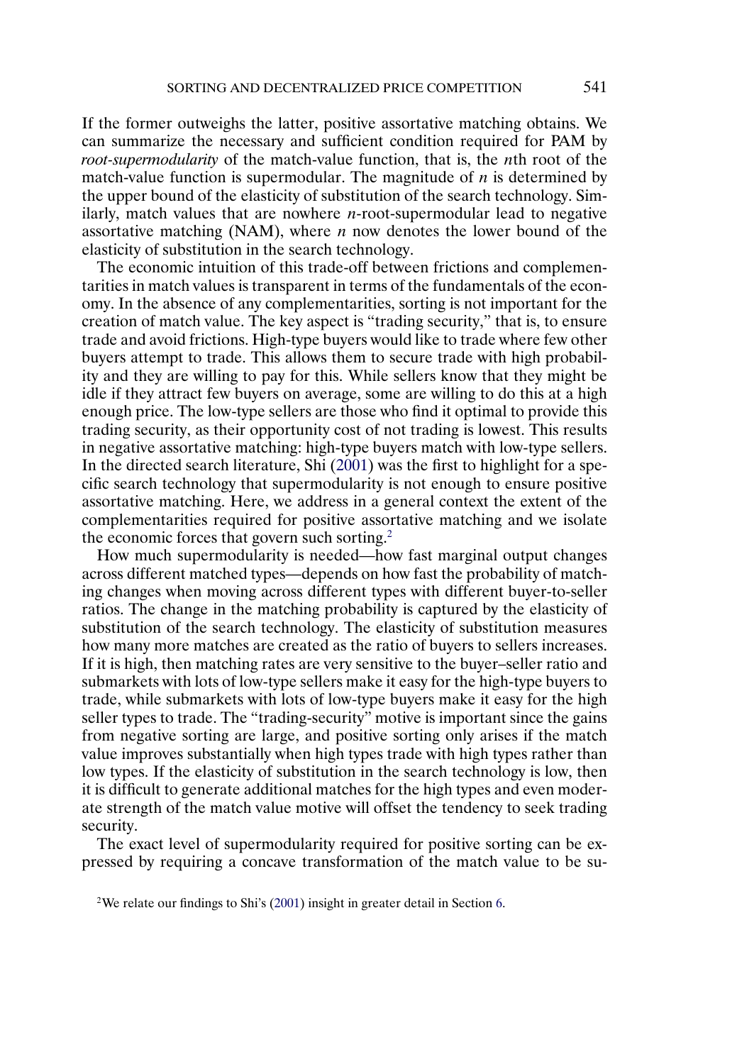If the former outweighs the latter, positive assortative matching obtains. We can summarize the necessary and sufficient condition required for PAM by *root-supermodularity* of the match-value function, that is, the $n$th root of the match-value function is supermodular. The magnitude of $n$ is determined by the upper bound of the elasticity of substitution of the search technology. Similarly, match values that are nowhere $n$-root-supermodular lead to negative assortative matching (NAM), where $n$ now denotes the lower bound of the elasticity of substitution in the search technology.

The economic intuition of this trade-off between frictions and complementarities in match values is transparent in terms of the fundamentals of the economy. In the absence of any complementarities, sorting is not important for the creation of match value. The key aspect is "trading security," that is, to ensure trade and avoid frictions. High-type buyers would like to trade where few other buyers attempt to trade. This allows them to secure trade with high probability and they are willing to pay for this. While sellers know that they might be idle if they attract few buyers on average, some are willing to do this at a high enough price. The low-type sellers are those who find it optimal to provide this trading security, as their opportunity cost of not trading is lowest. This results in negative assortative matching: high-type buyers match with low-type sellers. In the directed search literature, Shi (2001) was the first to highlight for a specific search technology that supermodularity is not enough to ensure positive assortative matching. Here, we address in a general context the extent of the complementarities required for positive assortative matching and we isolate the economic forces that govern such sorting.[2]

How much supermodularity is needed—how fast marginal output changes across different matched types—depends on how fast the probability of matching changes when moving across different types with different buyer-to-seller ratios. The change in the matching probability is captured by the elasticity of substitution of the search technology. The elasticity of substitution measures how many more matches are created as the ratio of buyers to sellers increases. If it is high, then matching rates are very sensitive to the buyer–seller ratio and submarkets with lots of low-type sellers make it easy for the high-type buyers to trade, while submarkets with lots of low-type buyers make it easy for the high seller types to trade. The "trading-security" motive is important since the gains from negative sorting are large, and positive sorting only arises if the match value improves substantially when high types trade with high types rather than low types. If the elasticity of substitution in the search technology is low, then it is difficult to generate additional matches for the high types and even moderate strength of the match value motive will offset the tendency to seek trading security.

The exact level of supermodularity required for positive sorting can be expressed by requiring a concave transformation of the match value to be su-

[2]We relate our findings to Shi's (2001) insight in greater detail in Section 6.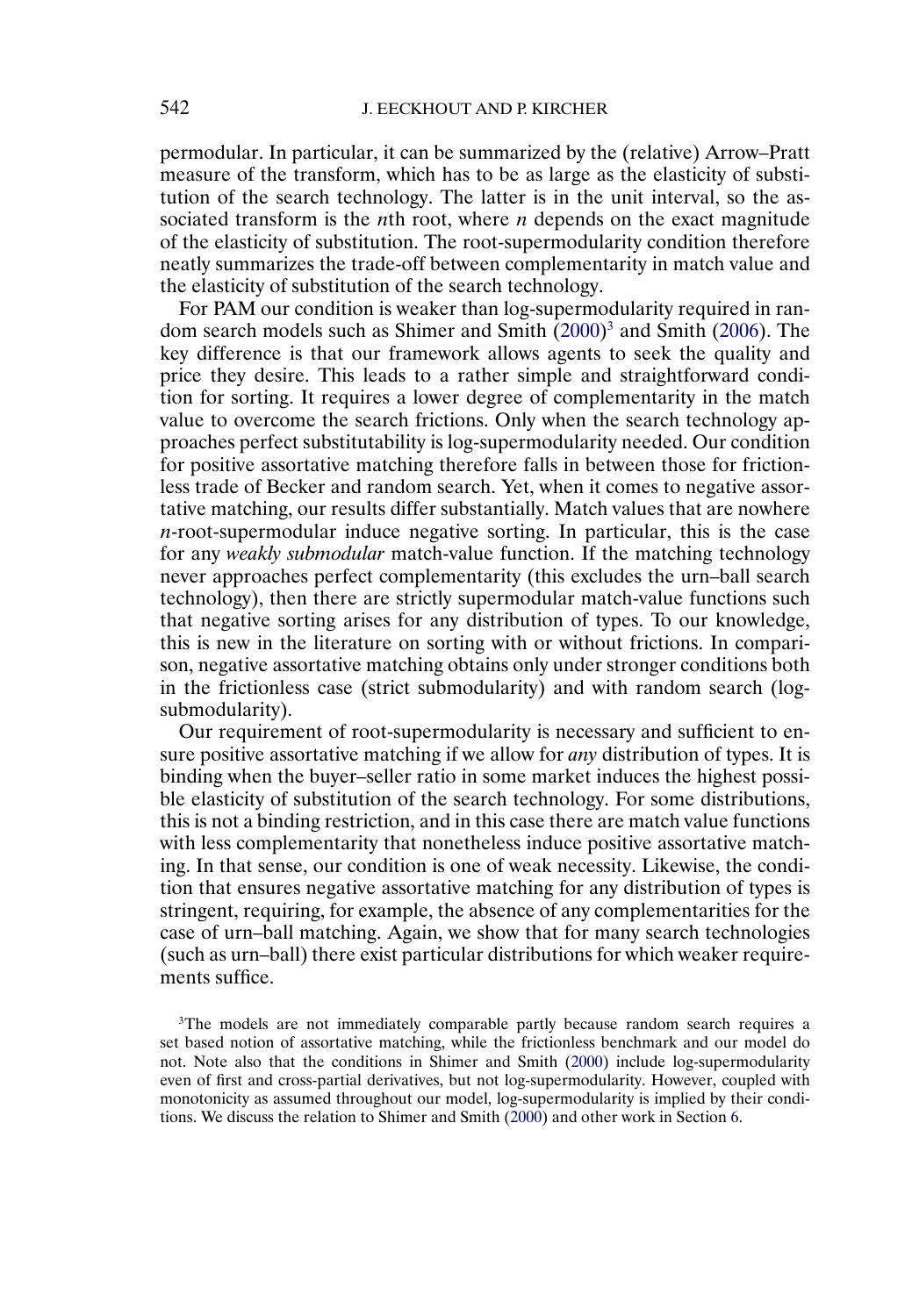permodular. In particular, it can be summarized by the (relative) Arrow–Pratt measure of the transform, which has to be as large as the elasticity of substitution of the search technology. The latter is in the unit interval, so the associated transform is the $n$th root, where $n$ depends on the exact magnitude of the elasticity of substitution. The root-supermodularity condition therefore neatly summarizes the trade-off between complementarity in match value and the elasticity of substitution of the search technology.

For PAM our condition is weaker than log-supermodularity required in random search models such as Shimer and Smith (2000)[3] and Smith (2006). The key difference is that our framework allows agents to seek the quality and price they desire. This leads to a rather simple and straightforward condition for sorting. It requires a lower degree of complementarity in the match value to overcome the search frictions. Only when the search technology approaches perfect substitutability is log-supermodularity needed. Our condition for positive assortative matching therefore falls in between those for frictionless trade of Becker and random search. Yet, when it comes to negative assortative matching, our results differ substantially. Match values that are nowhere $n$-root-supermodular induce negative sorting. In particular, this is the case for any *weakly submodular* match-value function. If the matching technology never approaches perfect complementarity (this excludes the urn–ball search technology), then there are strictly supermodular match-value functions such that negative sorting arises for any distribution of types. To our knowledge, this is new in the literature on sorting with or without frictions. In comparison, negative assortative matching obtains only under stronger conditions both in the frictionless case (strict submodularity) and with random search (log-submodularity).

Our requirement of root-supermodularity is necessary and sufficient to ensure positive assortative matching if we allow for *any* distribution of types. It is binding when the buyer–seller ratio in some market induces the highest possible elasticity of substitution of the search technology. For some distributions, this is not a binding restriction, and in this case there are match value functions with less complementarity that nonetheless induce positive assortative matching. In that sense, our condition is one of weak necessity. Likewise, the condition that ensures negative assortative matching for any distribution of types is stringent, requiring, for example, the absence of any complementarities for the case of urn–ball matching. Again, we show that for many search technologies (such as urn–ball) there exist particular distributions for which weaker requirements suffice.

[3]The models are not immediately comparable partly because random search requires a set based notion of assortative matching, while the frictionless benchmark and our model do not. Note also that the conditions in Shimer and Smith (2000) include log-supermodularity even of first and cross-partial derivatives, but not log-supermodularity. However, coupled with monotonicity as assumed throughout our model, log-supermodularity is implied by their conditions. We discuss the relation to Shimer and Smith (2000) and other work in Section 6.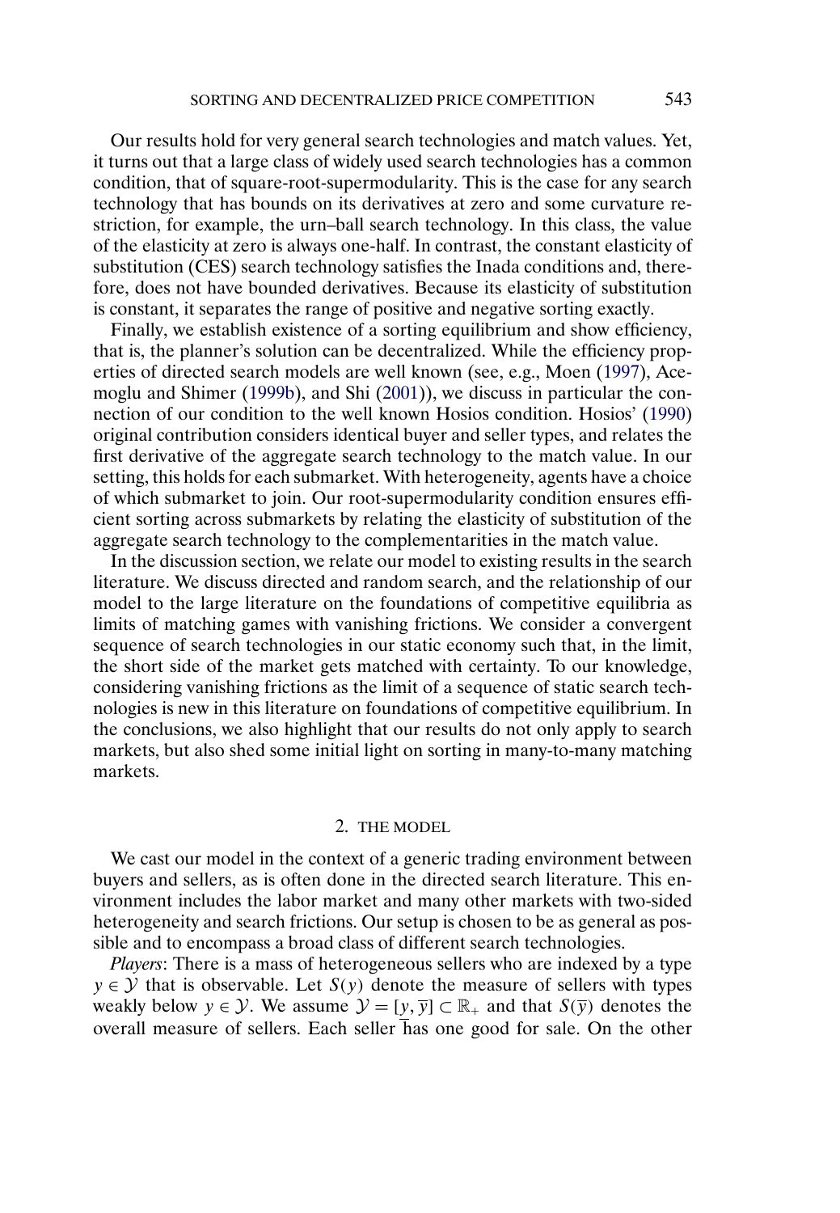Our results hold for very general search technologies and match values. Yet, it turns out that a large class of widely used search technologies has a common condition, that of square-root-supermodularity. This is the case for any search technology that has bounds on its derivatives at zero and some curvature restriction, for example, the urn–ball search technology. In this class, the value of the elasticity at zero is always one-half. In contrast, the constant elasticity of substitution (CES) search technology satisfies the Inada conditions and, therefore, does not have bounded derivatives. Because its elasticity of substitution is constant, it separates the range of positive and negative sorting exactly.

Finally, we establish existence of a sorting equilibrium and show efficiency, that is, the planner's solution can be decentralized. While the efficiency properties of directed search models are well known (see, e.g., Moen (1997), Acemoglu and Shimer (1999b), and Shi (2001)), we discuss in particular the connection of our condition to the well known Hosios condition. Hosios' (1990) original contribution considers identical buyer and seller types, and relates the first derivative of the aggregate search technology to the match value. In our setting, this holds for each submarket. With heterogeneity, agents have a choice of which submarket to join. Our root-supermodularity condition ensures efficient sorting across submarkets by relating the elasticity of substitution of the aggregate search technology to the complementarities in the match value.

In the discussion section, we relate our model to existing results in the search literature. We discuss directed and random search, and the relationship of our model to the large literature on the foundations of competitive equilibria as limits of matching games with vanishing frictions. We consider a convergent sequence of search technologies in our static economy such that, in the limit, the short side of the market gets matched with certainty. To our knowledge, considering vanishing frictions as the limit of a sequence of static search technologies is new in this literature on foundations of competitive equilibrium. In the conclusions, we also highlight that our results do not only apply to search markets, but also shed some initial light on sorting in many-to-many matching markets.

## 2. THE MODEL

We cast our model in the context of a generic trading environment between buyers and sellers, as is often done in the directed search literature. This environment includes the labor market and many other markets with two-sided heterogeneity and search frictions. Our setup is chosen to be as general as possible and to encompass a broad class of different search technologies.

*Players*: There is a mass of heterogeneous sellers who are indexed by a type $y \in \mathcal{Y}$ that is observable. Let $S(y)$ denote the measure of sellers with types weakly below $y \in \mathcal{Y}$. We assume $\mathcal{Y} = [\underline{y}, \overline{y}] \subset \mathbb{R}_+$ and that $S(\overline{y})$ denotes the overall measure of sellers. Each seller has one good for sale. On the other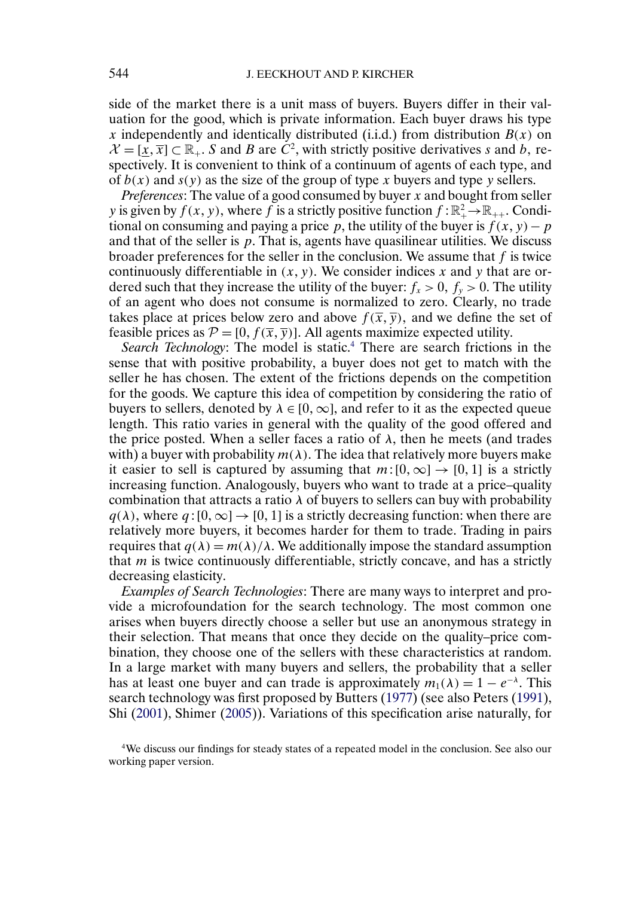side of the market there is a unit mass of buyers. Buyers differ in their valuation for the good, which is private information. Each buyer draws his type $x$ independently and identically distributed (i.i.d.) from distribution $B(x)$ on $\mathcal{X} = [\underline{x}, \overline{x}] \subset \mathbb{R}_+$. $S$ and $B$ are $C^2$, with strictly positive derivatives $s$ and $b$, respectively. It is convenient to think of a continuum of agents of each type, and of $b(x)$ and $s(y)$ as the size of the group of type $x$ buyers and type $y$ sellers.

*Preferences*: The value of a good consumed by buyer $x$ and bought from seller $y$ is given by $f(x, y)$, where $f$ is a strictly positive function $f: \mathbb{R}_+^2 \to \mathbb{R}_{++}$. Conditional on consuming and paying a price $p$, the utility of the buyer is $f(x, y) - p$ and that of the seller is $p$. That is, agents have quasilinear utilities. We discuss broader preferences for the seller in the conclusion. We assume that $f$ is twice continuously differentiable in $(x, y)$. We consider indices $x$ and $y$ that are ordered such that they increase the utility of the buyer: $f_x > 0$, $f_y > 0$. The utility of an agent who does not consume is normalized to zero. Clearly, no trade takes place at prices below zero and above $f(\overline{x}, \overline{y})$, and we define the set of feasible prices as $\mathcal{P} = [0, f(\overline{x}, \overline{y})]$. All agents maximize expected utility.

*Search Technology*: The model is static.[4] There are search frictions in the sense that with positive probability, a buyer does not get to match with the seller he has chosen. The extent of the frictions depends on the competition for the goods. We capture this idea of competition by considering the ratio of buyers to sellers, denoted by $\lambda \in [0, \infty]$, and refer to it as the expected queue length. This ratio varies in general with the quality of the good offered and the price posted. When a seller faces a ratio of $\lambda$, then he meets (and trades with) a buyer with probability $m(\lambda)$. The idea that relatively more buyers make it easier to sell is captured by assuming that $m: [0, \infty] \to [0, 1]$ is a strictly increasing function. Analogously, buyers who want to trade at a price–quality combination that attracts a ratio $\lambda$ of buyers to sellers can buy with probability $q(\lambda)$, where $q: [0, \infty] \to [0, 1]$ is a strictly decreasing function: when there are relatively more buyers, it becomes harder for them to trade. Trading in pairs requires that $q(\lambda) = m(\lambda)/\lambda$. We additionally impose the standard assumption that $m$ is twice continuously differentiable, strictly concave, and has a strictly decreasing elasticity.

*Examples of Search Technologies*: There are many ways to interpret and provide a microfoundation for the search technology. The most common one arises when buyers directly choose a seller but use an anonymous strategy in their selection. That means that once they decide on the quality–price combination, they choose one of the sellers with these characteristics at random. In a large market with many buyers and sellers, the probability that a seller has at least one buyer and can trade is approximately $m_1(\lambda) = 1 - e^{-\lambda}$. This search technology was first proposed by Butters (1977) (see also Peters (1991), Shi (2001), Shimer (2005)). Variations of this specification arise naturally, for

[4] We discuss our findings for steady states of a repeated model in the conclusion. See also our working paper version.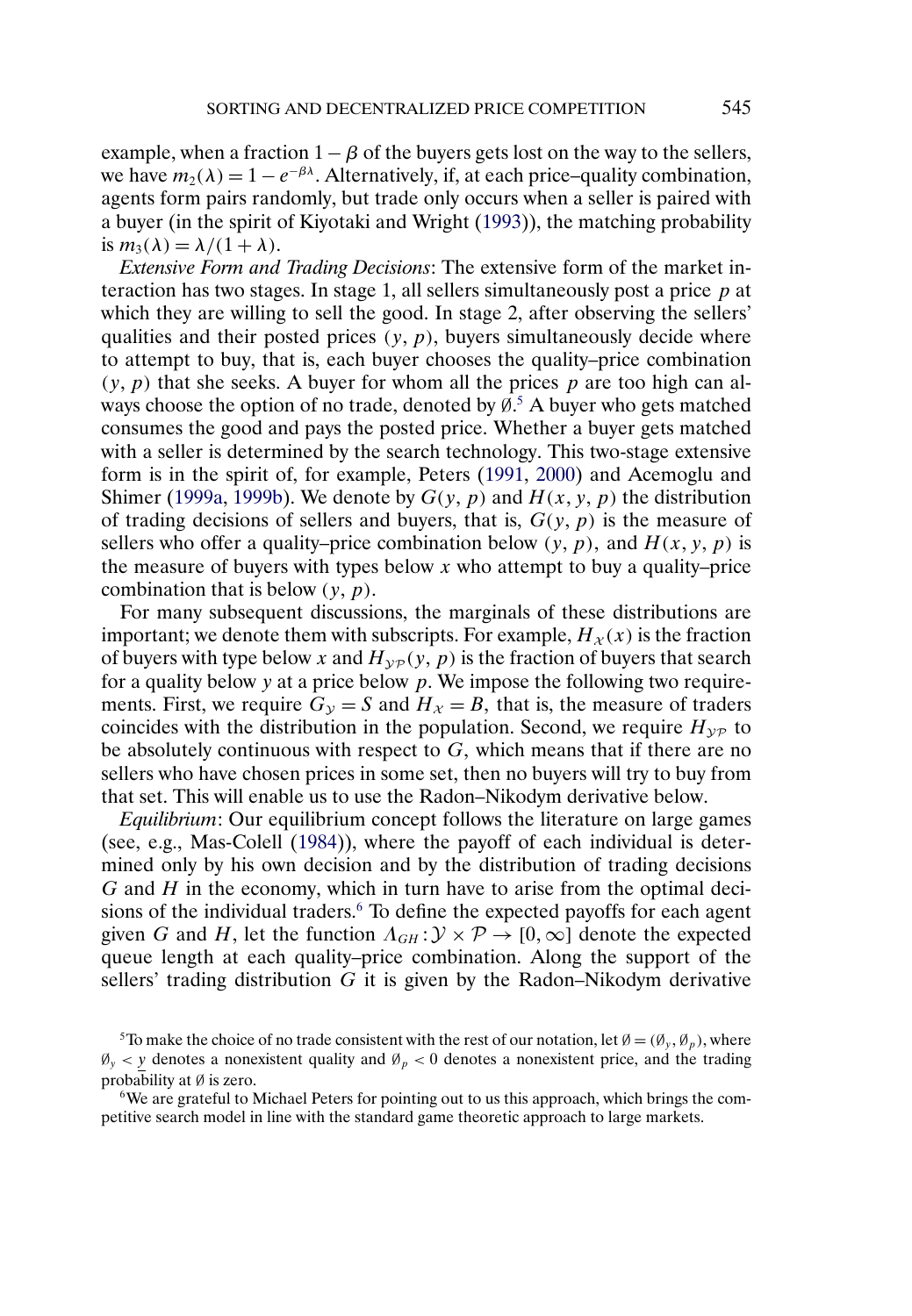example, when a fraction $1-\beta$ of the buyers gets lost on the way to the sellers, we have $m_2(\lambda) = 1 - e^{-\beta\lambda}$. Alternatively, if, at each price–quality combination, agents form pairs randomly, but trade only occurs when a seller is paired with a buyer (in the spirit of Kiyotaki and Wright (1993)), the matching probability is $m_3(\lambda) = \lambda/(1+\lambda)$.

*Extensive Form and Trading Decisions*: The extensive form of the market interaction has two stages. In stage 1, all sellers simultaneously post a price $p$ at which they are willing to sell the good. In stage 2, after observing the sellers' qualities and their posted prices $(y, p)$, buyers simultaneously decide where to attempt to buy, that is, each buyer chooses the quality–price combination $(y, p)$ that she seeks. A buyer for whom all the prices $p$ are too high can always choose the option of no trade, denoted by $\emptyset$.[5] A buyer who gets matched consumes the good and pays the posted price. Whether a buyer gets matched with a seller is determined by the search technology. This two-stage extensive form is in the spirit of, for example, Peters (1991, 2000) and Acemoglu and Shimer (1999a, 1999b). We denote by $G(y, p)$ and $H(x, y, p)$ the distribution of trading decisions of sellers and buyers, that is, $G(y, p)$ is the measure of sellers who offer a quality–price combination below $(y, p)$, and $H(x, y, p)$ is the measure of buyers with types below $x$ who attempt to buy a quality–price combination that is below $(y, p)$.

For many subsequent discussions, the marginals of these distributions are important; we denote them with subscripts. For example, $H_{\mathcal{X}}(x)$ is the fraction of buyers with type below $x$ and $H_{\mathcal{YP}}(y, p)$ is the fraction of buyers that search for a quality below $y$ at a price below $p$. We impose the following two requirements. First, we require $G_{\mathcal{Y}} = S$ and $H_{\mathcal{X}} = B$, that is, the measure of traders coincides with the distribution in the population. Second, we require $H_{\mathcal{YP}}$ to be absolutely continuous with respect to $G$, which means that if there are no sellers who have chosen prices in some set, then no buyers will try to buy from that set. This will enable us to use the Radon–Nikodym derivative below.

*Equilibrium*: Our equilibrium concept follows the literature on large games (see, e.g., Mas-Colell (1984)), where the payoff of each individual is determined only by his own decision and by the distribution of trading decisions $G$ and $H$ in the economy, which in turn have to arise from the optimal decisions of the individual traders.[6] To define the expected payoffs for each agent given $G$ and $H$, let the function $\Lambda_{GH}: \mathcal{Y} \times \mathcal{P} \to [0, \infty]$ denote the expected queue length at each quality–price combination. Along the support of the sellers' trading distribution $G$ it is given by the Radon–Nikodym derivative

[5] To make the choice of no trade consistent with the rest of our notation, let $\emptyset = (\emptyset_y, \emptyset_p)$, where $\emptyset_y < \underline{y}$ denotes a nonexistent quality and $\emptyset_p < 0$ denotes a nonexistent price, and the trading probability at $\emptyset$ is zero.

[6] We are grateful to Michael Peters for pointing out to us this approach, which brings the competitive search model in line with the standard game theoretic approach to large markets.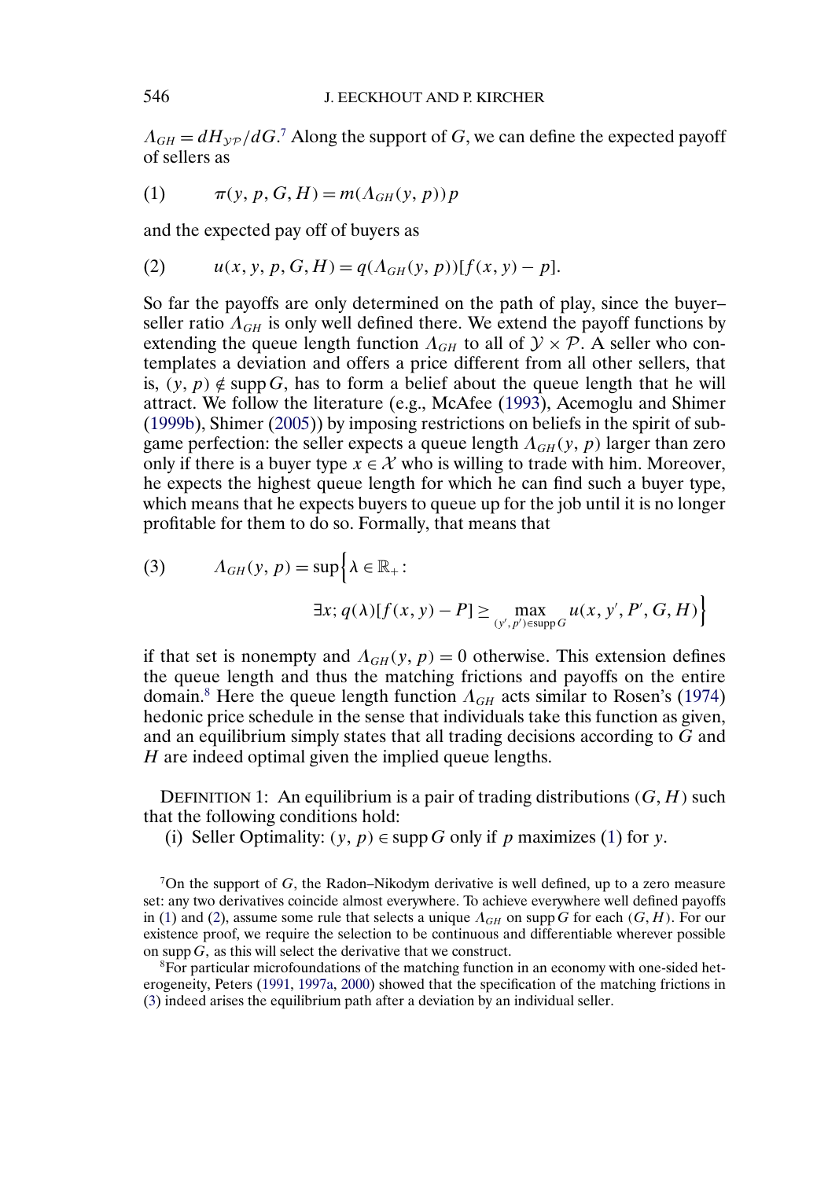$\Lambda_{GH} = dH_{\mathcal{YP}}/dG$.[7] Along the support of $G$, we can define the expected payoff of sellers as

$$\pi(y, p, G, H) = m(\Lambda_{GH}(y, p))p \tag{1}$$

and the expected pay off of buyers as

$$u(x, y, p, G, H) = q(\Lambda_{GH}(y, p))[f(x, y) - p]. \tag{2}$$

So far the payoffs are only determined on the path of play, since the buyer–seller ratio $\Lambda_{GH}$ is only well defined there. We extend the payoff functions by extending the queue length function $\Lambda_{GH}$ to all of $\mathcal{Y} \times \mathcal{P}$. A seller who contemplates a deviation and offers a price different from all other sellers, that is, $(y, p) \notin \operatorname{supp} G$, has to form a belief about the queue length that he will attract. We follow the literature (e.g., McAfee (1993), Acemoglu and Shimer (1999b), Shimer (2005)) by imposing restrictions on beliefs in the spirit of subgame perfection: the seller expects a queue length $\Lambda_{GH}(y, p)$ larger than zero only if there is a buyer type $x \in \mathcal{X}$ who is willing to trade with him. Moreover, he expects the highest queue length for which he can find such a buyer type, which means that he expects buyers to queue up for the job until it is no longer profitable for them to do so. Formally, that means that

$$\Lambda_{GH}(y, p) = \sup\Big\{\lambda \in \mathbb{R}_+ : \exists x;\, q(\lambda)[f(x, y) - P] \geq \max_{(y', p') \in \operatorname{supp} G} u(x, y', P', G, H)\Big\} \tag{3}$$

if that set is nonempty and $\Lambda_{GH}(y, p) = 0$ otherwise. This extension defines the queue length and thus the matching frictions and payoffs on the entire domain.[8] Here the queue length function $\Lambda_{GH}$ acts similar to Rosen's (1974) hedonic price schedule in the sense that individuals take this function as given, and an equilibrium simply states that all trading decisions according to $G$ and $H$ are indeed optimal given the implied queue lengths.

DEFINITION 1: An equilibrium is a pair of trading distributions $(G, H)$ such that the following conditions hold:

(i) Seller Optimality: $(y, p) \in \operatorname{supp} G$ only if $p$ maximizes (1) for $y$.

[7] On the support of $G$, the Radon–Nikodym derivative is well defined, up to a zero measure set: any two derivatives coincide almost everywhere. To achieve everywhere well defined payoffs in (1) and (2), assume some rule that selects a unique $\Lambda_{GH}$ on $\operatorname{supp} G$ for each $(G, H)$. For our existence proof, we require the selection to be continuous and differentiable wherever possible on $\operatorname{supp} G$, as this will select the derivative that we construct.

[8] For particular microfoundations of the matching function in an economy with one-sided heterogeneity, Peters (1991, 1997a, 2000) showed that the specification of the matching frictions in (3) indeed arises the equilibrium path after a deviation by an individual seller.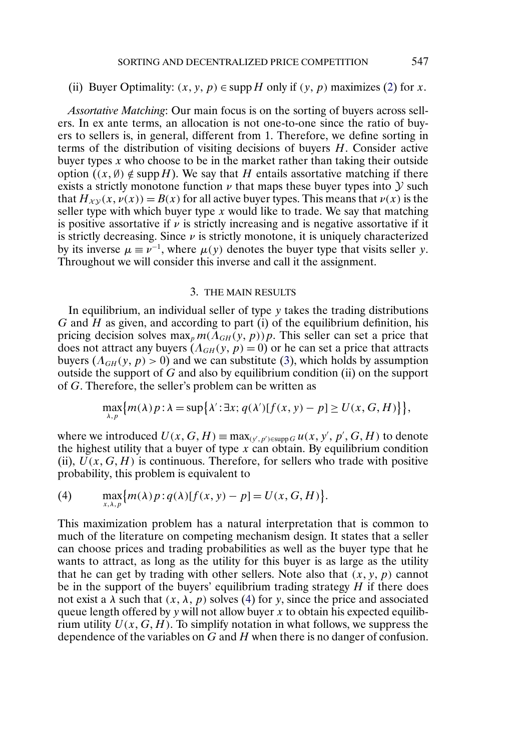(ii) Buyer Optimality: $(x, y, p) \in \operatorname{supp} H$ only if $(y, p)$ maximizes (2) for $x$.

*Assortative Matching*: Our main focus is on the sorting of buyers across sellers. In ex ante terms, an allocation is not one-to-one since the ratio of buyers to sellers is, in general, different from 1. Therefore, we define sorting in terms of the distribution of visiting decisions of buyers $H$. Consider active buyer types $x$ who choose to be in the market rather than taking their outside option ($(x, \emptyset) \notin \operatorname{supp} H$). We say that $H$ entails assortative matching if there exists a strictly monotone function $\nu$ that maps these buyer types into $\mathcal{Y}$ such that $H_{\mathcal{X}\mathcal{Y}}(x, \nu(x)) = B(x)$ for all active buyer types. This means that $\nu(x)$ is the seller type with which buyer type $x$ would like to trade. We say that matching is positive assortative if $\nu$ is strictly increasing and is negative assortative if it is strictly decreasing. Since $\nu$ is strictly monotone, it is uniquely characterized by its inverse $\mu \equiv \nu^{-1}$, where $\mu(y)$ denotes the buyer type that visits seller $y$. Throughout we will consider this inverse and call it the assignment.

## 3. THE MAIN RESULTS

In equilibrium, an individual seller of type $y$ takes the trading distributions $G$ and $H$ as given, and according to part (i) of the equilibrium definition, his pricing decision solves $\max_p m(\Lambda_{GH}(y, p))p$. This seller can set a price that does not attract any buyers ($\Lambda_{GH}(y, p) = 0$) or he can set a price that attracts buyers ($\Lambda_{GH}(y, p) > 0$) and we can substitute (3), which holds by assumption outside the support of $G$ and also by equilibrium condition (ii) on the support of $G$. Therefore, the seller's problem can be written as

$$\max_{\lambda, p} \left\{ m(\lambda)p : \lambda = \sup\left\{ \lambda' : \exists x; q(\lambda')[f(x, y) - p] \geq U(x, G, H) \right\} \right\},$$

where we introduced $U(x, G, H) \equiv \max_{(y', p') \in \operatorname{supp} G} u(x, y', p', G, H)$ to denote the highest utility that a buyer of type $x$ can obtain. By equilibrium condition (ii), $U(x, G, H)$ is continuous. Therefore, for sellers who trade with positive probability, this problem is equivalent to

$$\max_{x, \lambda, p} \left\{ m(\lambda)p : q(\lambda)[f(x, y) - p] = U(x, G, H) \right\}. \tag{4}$$

This maximization problem has a natural interpretation that is common to much of the literature on competing mechanism design. It states that a seller can choose prices and trading probabilities as well as the buyer type that he wants to attract, as long as the utility for this buyer is as large as the utility that he can get by trading with other sellers. Note also that $(x, y, p)$ cannot be in the support of the buyers' equilibrium trading strategy $H$ if there does not exist a $\lambda$ such that $(x, \lambda, p)$ solves (4) for $y$, since the price and associated queue length offered by $y$ will not allow buyer $x$ to obtain his expected equilibrium utility $U(x, G, H)$. To simplify notation in what follows, we suppress the dependence of the variables on $G$ and $H$ when there is no danger of confusion.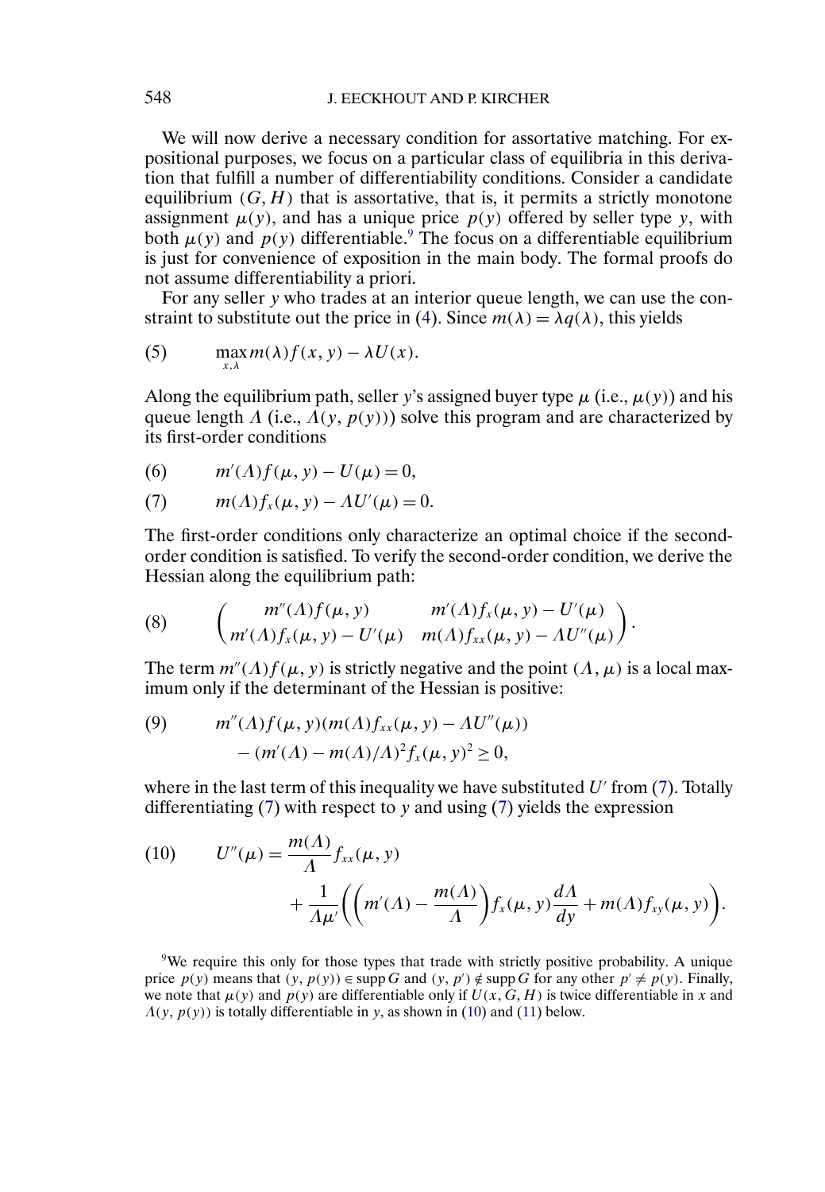We will now derive a necessary condition for assortative matching. For expositional purposes, we focus on a particular class of equilibria in this derivation that fulfill a number of differentiability conditions. Consider a candidate equilibrium $(G, H)$ that is assortative, that is, it permits a strictly monotone assignment $\mu(y)$, and has a unique price $p(y)$ offered by seller type $y$, with both $\mu(y)$ and $p(y)$ differentiable.[9] The focus on a differentiable equilibrium is just for convenience of exposition in the main body. The formal proofs do not assume differentiability a priori.

For any seller $y$ who trades at an interior queue length, we can use the constraint to substitute out the price in (4). Since $m(\lambda) = \lambda q(\lambda)$, this yields

$$\max_{x,\lambda} m(\lambda) f(x, y) - \lambda U(x). \tag{5}$$

Along the equilibrium path, seller $y$'s assigned buyer type $\mu$ (i.e., $\mu(y)$) and his queue length $\Lambda$ (i.e., $\Lambda(y, p(y))$) solve this program and are characterized by its first-order conditions

$$m'(\Lambda) f(\mu, y) - U(\mu) = 0, \tag{6}$$

$$m(\Lambda) f_x(\mu, y) - \Lambda U'(\mu) = 0. \tag{7}$$

The first-order conditions only characterize an optimal choice if the second-order condition is satisfied. To verify the second-order condition, we derive the Hessian along the equilibrium path:

$$\begin{pmatrix} m''(\Lambda) f(\mu, y) & m'(\Lambda) f_x(\mu, y) - U'(\mu) \\ m'(\Lambda) f_x(\mu, y) - U'(\mu) & m(\Lambda) f_{xx}(\mu, y) - \Lambda U''(\mu) \end{pmatrix}. \tag{8}$$

The term $m''(\Lambda) f(\mu, y)$ is strictly negative and the point $(\Lambda, \mu)$ is a local maximum only if the determinant of the Hessian is positive:

$$\begin{aligned} &m''(\Lambda) f(\mu, y)(m(\Lambda) f_{xx}(\mu, y) - \Lambda U''(\mu)) \\ &\quad - (m'(\Lambda) - m(\Lambda)/\Lambda)^2 f_x(\mu, y)^2 \geq 0, \end{aligned} \tag{9}$$

where in the last term of this inequality we have substituted $U'$ from (7). Totally differentiating (7) with respect to $y$ and using (7) yields the expression

$$\begin{aligned} U''(\mu) = {}& \frac{m(\Lambda)}{\Lambda} f_{xx}(\mu, y) \\ &+ \frac{1}{\Lambda \mu'} \left( \left( m'(\Lambda) - \frac{m(\Lambda)}{\Lambda} \right) f_x(\mu, y) \frac{d\Lambda}{dy} + m(\Lambda) f_{xy}(\mu, y) \right). \end{aligned} \tag{10}$$

[9] We require this only for those types that trade with strictly positive probability. A unique price $p(y)$ means that $(y, p(y)) \in \operatorname{supp} G$ and $(y, p') \notin \operatorname{supp} G$ for any other $p' \neq p(y)$. Finally, we note that $\mu(y)$ and $p(y)$ are differentiable only if $U(x, G, H)$ is twice differentiable in $x$ and $\Lambda(y, p(y))$ is totally differentiable in $y$, as shown in (10) and (11) below.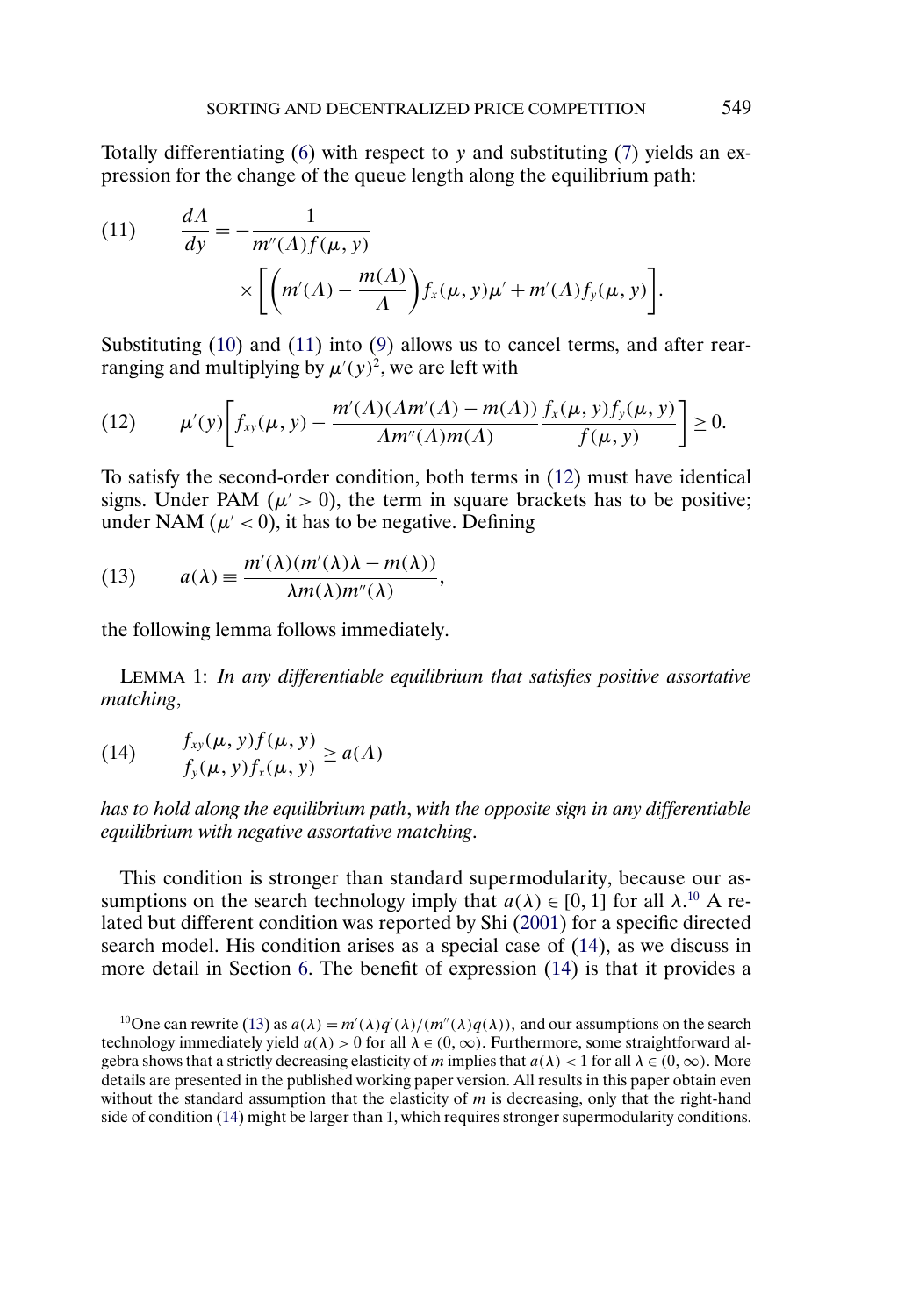Totally differentiating (6) with respect to $y$ and substituting (7) yields an expression for the change of the queue length along the equilibrium path:

$$\frac{d\Lambda}{dy} = -\frac{1}{m''(\Lambda)f(\mu, y)} \times \left[\left(m'(\Lambda) - \frac{m(\Lambda)}{\Lambda}\right) f_x(\mu, y)\mu' + m'(\Lambda) f_y(\mu, y)\right]. \tag{11}$$

Substituting (10) and (11) into (9) allows us to cancel terms, and after rearranging and multiplying by $\mu'(y)^2$, we are left with

$$\mu'(y)\left[f_{xy}(\mu, y) - \frac{m'(\Lambda)(\Lambda m'(\Lambda) - m(\Lambda))}{\Lambda m''(\Lambda) m(\Lambda)} \frac{f_x(\mu, y) f_y(\mu, y)}{f(\mu, y)}\right] \geq 0. \tag{12}$$

To satisfy the second-order condition, both terms in (12) must have identical signs. Under PAM ($\mu' > 0$), the term in square brackets has to be positive; under NAM ($\mu' < 0$), it has to be negative. Defining

$$a(\lambda) \equiv \frac{m'(\lambda)(m'(\lambda)\lambda - m(\lambda))}{\lambda m(\lambda) m''(\lambda)}, \tag{13}$$

the following lemma follows immediately.

LEMMA 1: *In any differentiable equilibrium that satisfies positive assortative matching*,

$$\frac{f_{xy}(\mu, y) f(\mu, y)}{f_y(\mu, y) f_x(\mu, y)} \geq a(\Lambda) \tag{14}$$

*has to hold along the equilibrium path*, *with the opposite sign in any differentiable equilibrium with negative assortative matching*.

This condition is stronger than standard supermodularity, because our assumptions on the search technology imply that $a(\lambda) \in [0, 1]$ for all $\lambda$.[10] A related but different condition was reported by Shi (2001) for a specific directed search model. His condition arises as a special case of (14), as we discuss in more detail in Section 6. The benefit of expression (14) is that it provides a

[10]One can rewrite (13) as $a(\lambda) = m'(\lambda)q'(\lambda)/(m''(\lambda)q(\lambda))$, and our assumptions on the search technology immediately yield $a(\lambda) > 0$ for all $\lambda \in (0, \infty)$. Furthermore, some straightforward algebra shows that a strictly decreasing elasticity of $m$ implies that $a(\lambda) < 1$ for all $\lambda \in (0, \infty)$. More details are presented in the published working paper version. All results in this paper obtain even without the standard assumption that the elasticity of $m$ is decreasing, only that the right-hand side of condition (14) might be larger than 1, which requires stronger supermodularity conditions.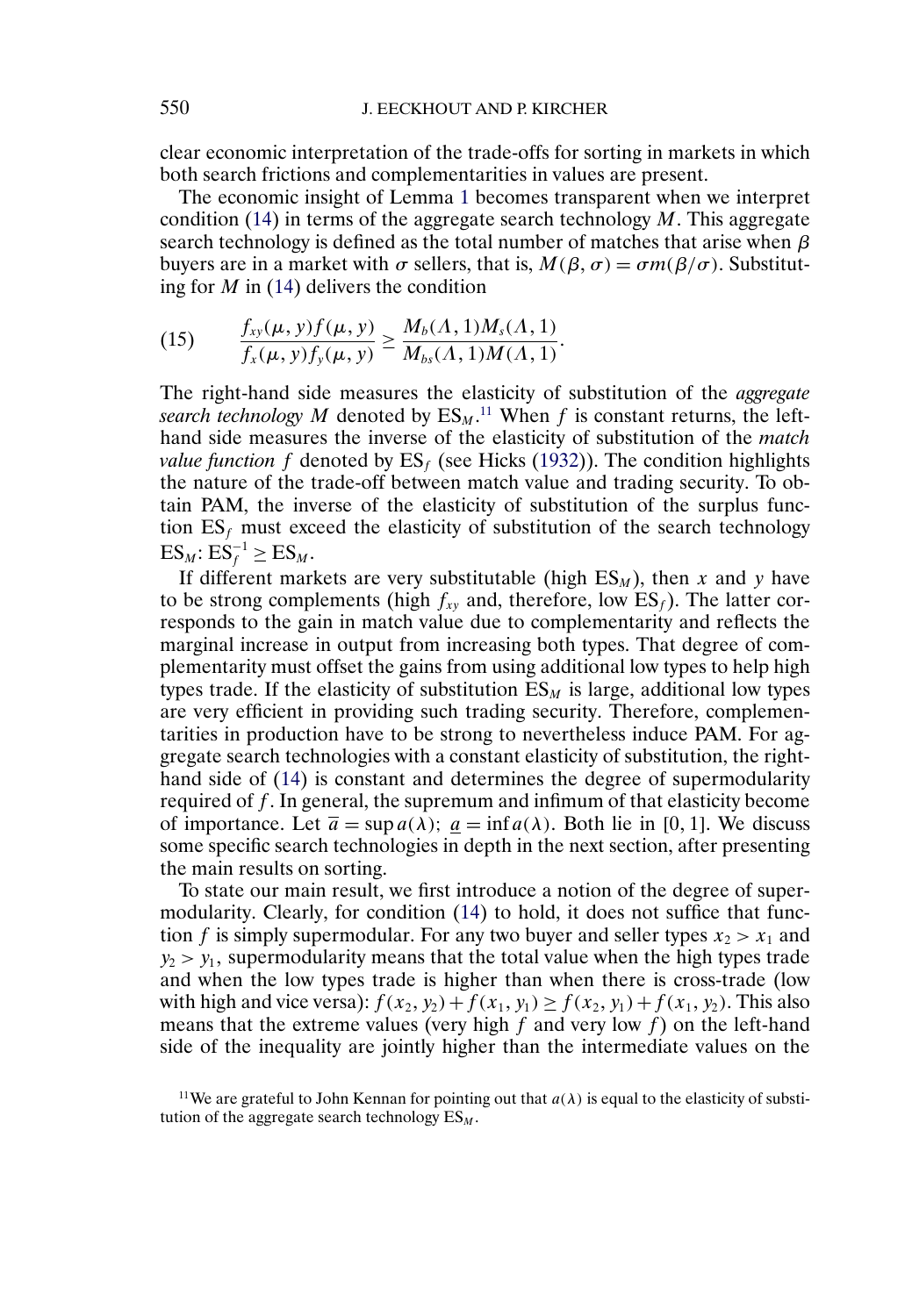clear economic interpretation of the trade-offs for sorting in markets in which both search frictions and complementarities in values are present.

The economic insight of Lemma 1 becomes transparent when we interpret condition (14) in terms of the aggregate search technology $M$. This aggregate search technology is defined as the total number of matches that arise when $\beta$ buyers are in a market with $\sigma$ sellers, that is, $M(\beta, \sigma) = \sigma m(\beta/\sigma)$. Substituting for $M$ in (14) delivers the condition

$$(15) \qquad \frac{f_{xy}(\mu, y) f(\mu, y)}{f_x(\mu, y) f_y(\mu, y)} \geq \frac{M_b(\Lambda, 1) M_s(\Lambda, 1)}{M_{bs}(\Lambda, 1) M(\Lambda, 1)}.$$

The right-hand side measures the elasticity of substitution of the *aggregate search technology* $M$ denoted by $\mathrm{ES}_M$.[11] When $f$ is constant returns, the left-hand side measures the inverse of the elasticity of substitution of the *match value function* $f$ denoted by $\mathrm{ES}_f$ (see Hicks (1932)). The condition highlights the nature of the trade-off between match value and trading security. To obtain PAM, the inverse of the elasticity of substitution of the surplus function $\mathrm{ES}_f$ must exceed the elasticity of substitution of the search technology $\mathrm{ES}_M$: $\mathrm{ES}_f^{-1} \geq \mathrm{ES}_M$.

If different markets are very substitutable (high $\mathrm{ES}_M$), then $x$ and $y$ have to be strong complements (high $f_{xy}$ and, therefore, low $\mathrm{ES}_f$). The latter corresponds to the gain in match value due to complementarity and reflects the marginal increase in output from increasing both types. That degree of complementarity must offset the gains from using additional low types to help high types trade. If the elasticity of substitution $\mathrm{ES}_M$ is large, additional low types are very efficient in providing such trading security. Therefore, complementarities in production have to be strong to nevertheless induce PAM. For aggregate search technologies with a constant elasticity of substitution, the right-hand side of (14) is constant and determines the degree of supermodularity required of $f$. In general, the supremum and infimum of that elasticity become of importance. Let $\overline{a} = \sup a(\lambda)$; $\underline{a} = \inf a(\lambda)$. Both lie in $[0, 1]$. We discuss some specific search technologies in depth in the next section, after presenting the main results on sorting.

To state our main result, we first introduce a notion of the degree of supermodularity. Clearly, for condition (14) to hold, it does not suffice that function $f$ is simply supermodular. For any two buyer and seller types $x_2 > x_1$ and $y_2 > y_1$, supermodularity means that the total value when the high types trade and when the low types trade is higher than when there is cross-trade (low with high and vice versa): $f(x_2, y_2) + f(x_1, y_1) \geq f(x_2, y_1) + f(x_1, y_2)$. This also means that the extreme values (very high $f$ and very low $f$) on the left-hand side of the inequality are jointly higher than the intermediate values on the

[11] We are grateful to John Kennan for pointing out that $a(\lambda)$ is equal to the elasticity of substitution of the aggregate search technology $\mathrm{ES}_M$.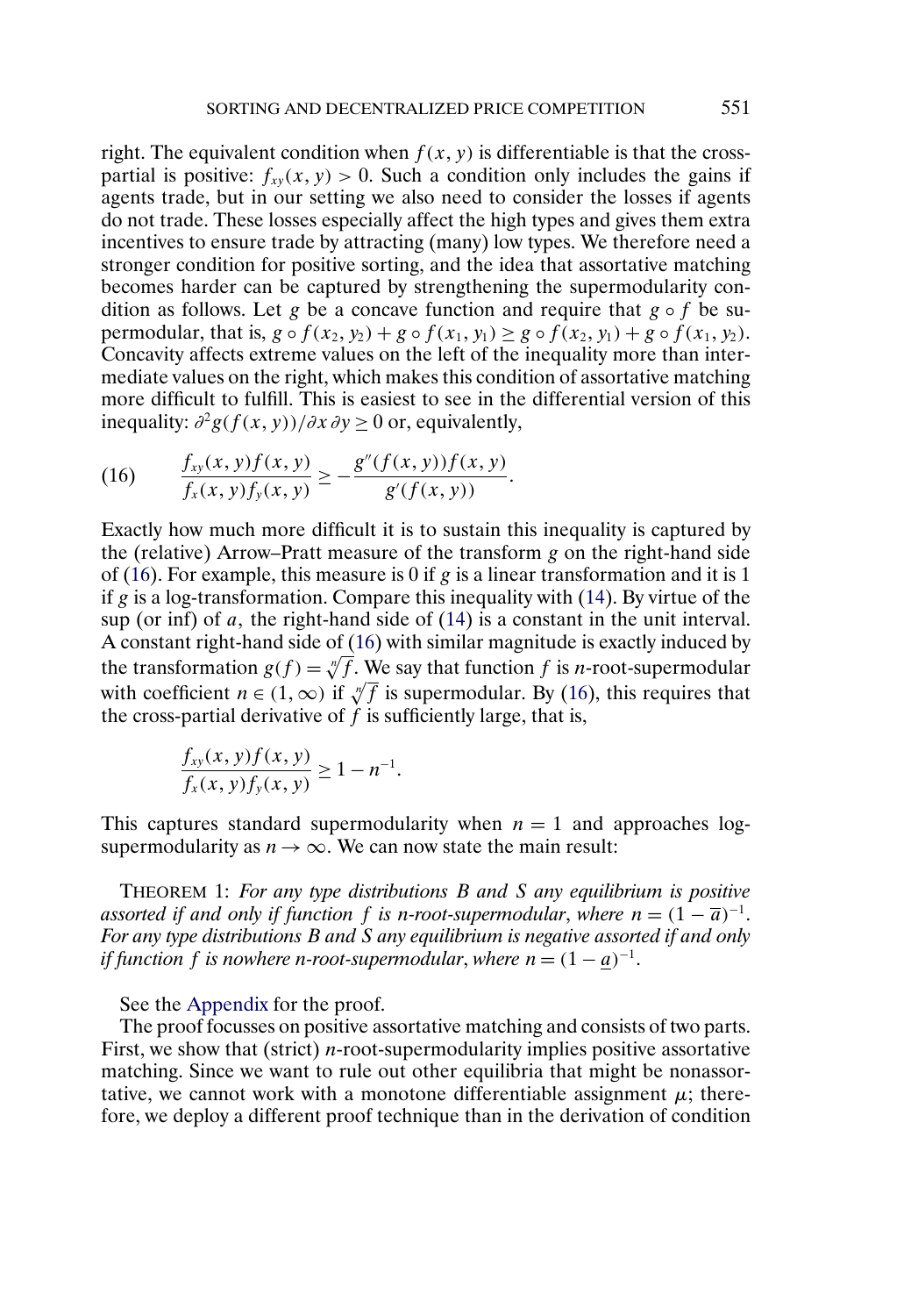right. The equivalent condition when $f(x, y)$ is differentiable is that the cross-partial is positive: $f_{xy}(x, y) > 0$. Such a condition only includes the gains if agents trade, but in our setting we also need to consider the losses if agents do not trade. These losses especially affect the high types and gives them extra incentives to ensure trade by attracting (many) low types. We therefore need a stronger condition for positive sorting, and the idea that assortative matching becomes harder can be captured by strengthening the supermodularity condition as follows. Let $g$ be a concave function and require that $g \circ f$ be supermodular, that is, $g \circ f(x_2, y_2) + g \circ f(x_1, y_1) \geq g \circ f(x_2, y_1) + g \circ f(x_1, y_2)$. Concavity affects extreme values on the left of the inequality more than intermediate values on the right, which makes this condition of assortative matching more difficult to fulfill. This is easiest to see in the differential version of this inequality: $\partial^2 g(f(x, y))/\partial x \partial y \geq 0$ or, equivalently,

$$\text{(16)} \qquad \frac{f_{xy}(x, y) f(x, y)}{f_x(x, y) f_y(x, y)} \geq -\frac{g''(f(x, y)) f(x, y)}{g'(f(x, y))}.$$

Exactly how much more difficult it is to sustain this inequality is captured by the (relative) Arrow–Pratt measure of the transform $g$ on the right-hand side of (16). For example, this measure is 0 if $g$ is a linear transformation and it is 1 if $g$ is a log-transformation. Compare this inequality with (14). By virtue of the sup (or inf) of $a$, the right-hand side of (14) is a constant in the unit interval. A constant right-hand side of (16) with similar magnitude is exactly induced by the transformation $g(f) = \sqrt[n]{f}$. We say that function $f$ is $n$-root-supermodular with coefficient $n \in (1, \infty)$ if $\sqrt[n]{f}$ is supermodular. By (16), this requires that the cross-partial derivative of $f$ is sufficiently large, that is,

$$\frac{f_{xy}(x, y) f(x, y)}{f_x(x, y) f_y(x, y)} \geq 1 - n^{-1}.$$

This captures standard supermodularity when $n = 1$ and approaches log-supermodularity as $n \to \infty$. We can now state the main result:

THEOREM 1: *For any type distributions $B$ and $S$ any equilibrium is positive assorted if and only if function $f$ is $n$-root-supermodular, where $n = (1 - \overline{a})^{-1}$. For any type distributions $B$ and $S$ any equilibrium is negative assorted if and only if function $f$ is nowhere $n$-root-supermodular, where $n = (1 - \underline{a})^{-1}$.*

See the Appendix for the proof.

The proof focusses on positive assortative matching and consists of two parts. First, we show that (strict) $n$-root-supermodularity implies positive assortative matching. Since we want to rule out other equilibria that might be nonassortative, we cannot work with a monotone differentiable assignment $\mu$; therefore, we deploy a different proof technique than in the derivation of condition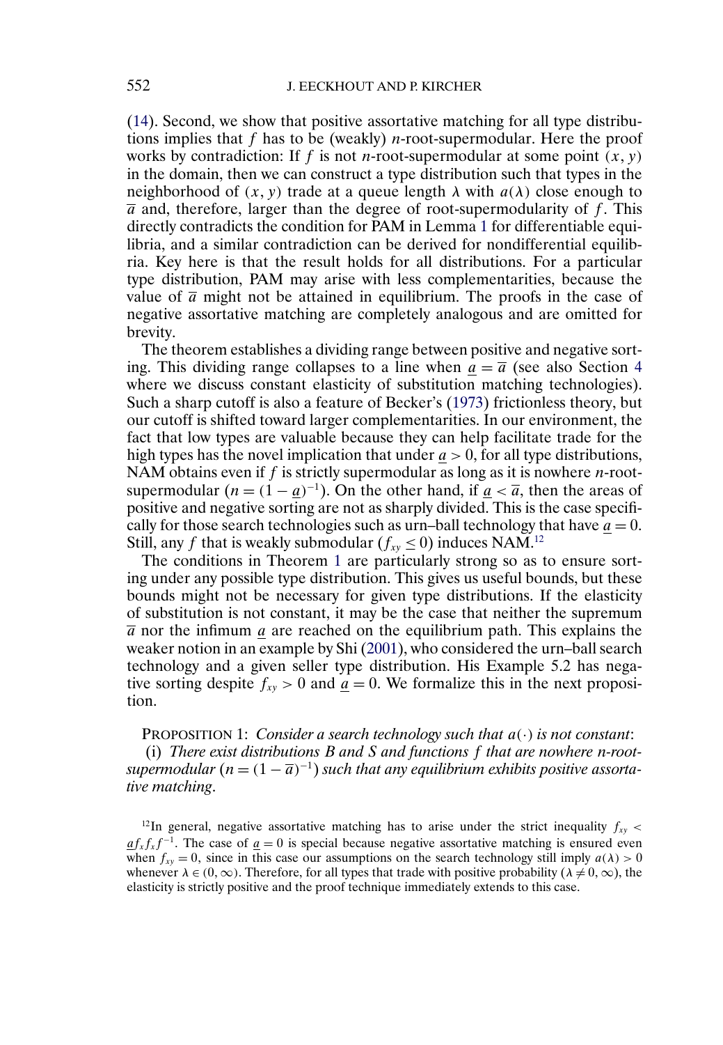(14). Second, we show that positive assortative matching for all type distributions implies that $f$ has to be (weakly) $n$-root-supermodular. Here the proof works by contradiction: If $f$ is not $n$-root-supermodular at some point $(x, y)$ in the domain, then we can construct a type distribution such that types in the neighborhood of $(x, y)$ trade at a queue length $\lambda$ with $a(\lambda)$ close enough to $\overline{a}$ and, therefore, larger than the degree of root-supermodularity of $f$. This directly contradicts the condition for PAM in Lemma 1 for differentiable equilibria, and a similar contradiction can be derived for nondifferential equilibria. Key here is that the result holds for all distributions. For a particular type distribution, PAM may arise with less complementarities, because the value of $\overline{a}$ might not be attained in equilibrium. The proofs in the case of negative assortative matching are completely analogous and are omitted for brevity.

The theorem establishes a dividing range between positive and negative sorting. This dividing range collapses to a line when $\underline{a} = \overline{a}$ (see also Section 4 where we discuss constant elasticity of substitution matching technologies). Such a sharp cutoff is also a feature of Becker's (1973) frictionless theory, but our cutoff is shifted toward larger complementarities. In our environment, the fact that low types are valuable because they can help facilitate trade for the high types has the novel implication that under $\underline{a} > 0$, for all type distributions, NAM obtains even if $f$ is strictly supermodular as long as it is nowhere $n$-root-supermodular ($n = (1 - \underline{a})^{-1}$). On the other hand, if $\underline{a} < \overline{a}$, then the areas of positive and negative sorting are not as sharply divided. This is the case specifically for those search technologies such as urn–ball technology that have $\underline{a} = 0$. Still, any $f$ that is weakly submodular ($f_{xy} \leq 0$) induces NAM.[12]

The conditions in Theorem 1 are particularly strong so as to ensure sorting under any possible type distribution. This gives us useful bounds, but these bounds might not be necessary for given type distributions. If the elasticity of substitution is not constant, it may be the case that neither the supremum $\overline{a}$ nor the infimum $\underline{a}$ are reached on the equilibrium path. This explains the weaker notion in an example by Shi (2001), who considered the urn–ball search technology and a given seller type distribution. His Example 5.2 has negative sorting despite $f_{xy} > 0$ and $\underline{a} = 0$. We formalize this in the next proposition.

PROPOSITION 1: *Consider a search technology such that $a(\cdot)$ is not constant*:

(i) *There exist distributions $B$ and $S$ and functions $f$ that are nowhere $n$-root-supermodular ($n = (1 - \overline{a})^{-1}$) such that any equilibrium exhibits positive assortative matching*.

[12]In general, negative assortative matching has to arise under the strict inequality $f_{xy} < \underline{a} f_x f_x f^{-1}$. The case of $\underline{a} = 0$ is special because negative assortative matching is ensured even when $f_{xy} = 0$, since in this case our assumptions on the search technology still imply $a(\lambda) > 0$ whenever $\lambda \in (0, \infty)$. Therefore, for all types that trade with positive probability ($\lambda \neq 0, \infty$), the elasticity is strictly positive and the proof technique immediately extends to this case.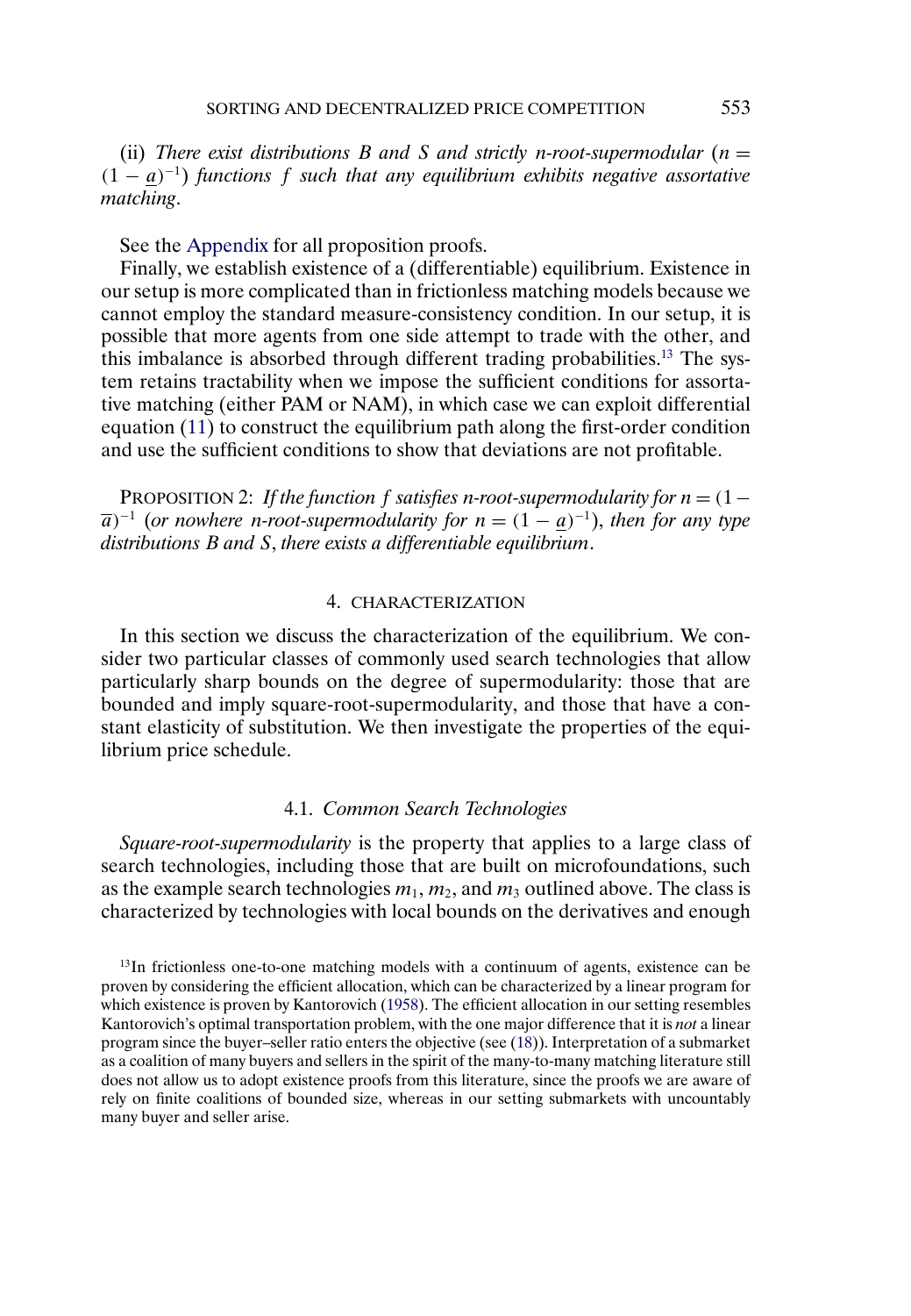(ii) *There exist distributions $B$ and $S$ and strictly $n$-root-supermodular ($n = (1 - \underline{a})^{-1}$) functions $f$ such that any equilibrium exhibits negative assortative matching*.

See the Appendix for all proposition proofs.

Finally, we establish existence of a (differentiable) equilibrium. Existence in our setup is more complicated than in frictionless matching models because we cannot employ the standard measure-consistency condition. In our setup, it is possible that more agents from one side attempt to trade with the other, and this imbalance is absorbed through different trading probabilities.[13] The system retains tractability when we impose the sufficient conditions for assortative matching (either PAM or NAM), in which case we can exploit differential equation (11) to construct the equilibrium path along the first-order condition and use the sufficient conditions to show that deviations are not profitable.

PROPOSITION 2: *If the function $f$ satisfies $n$-root-supermodularity for $n = (1 - \overline{a})^{-1}$ (or nowhere $n$-root-supermodularity for $n = (1 - \underline{a})^{-1}$), then for any type distributions $B$ and $S$, there exists a differentiable equilibrium*.

## 4. CHARACTERIZATION

In this section we discuss the characterization of the equilibrium. We consider two particular classes of commonly used search technologies that allow particularly sharp bounds on the degree of supermodularity: those that are bounded and imply square-root-supermodularity, and those that have a constant elasticity of substitution. We then investigate the properties of the equilibrium price schedule.

### 4.1. *Common Search Technologies*

*Square-root-supermodularity* is the property that applies to a large class of search technologies, including those that are built on microfoundations, such as the example search technologies $m_1$, $m_2$, and $m_3$ outlined above. The class is characterized by technologies with local bounds on the derivatives and enough

[13] In frictionless one-to-one matching models with a continuum of agents, existence can be proven by considering the efficient allocation, which can be characterized by a linear program for which existence is proven by Kantorovich (1958). The efficient allocation in our setting resembles Kantorovich's optimal transportation problem, with the one major difference that it is *not* a linear program since the buyer–seller ratio enters the objective (see (18)). Interpretation of a submarket as a coalition of many buyers and sellers in the spirit of the many-to-many matching literature still does not allow us to adopt existence proofs from this literature, since the proofs we are aware of rely on finite coalitions of bounded size, whereas in our setting submarkets with uncountably many buyer and seller arise.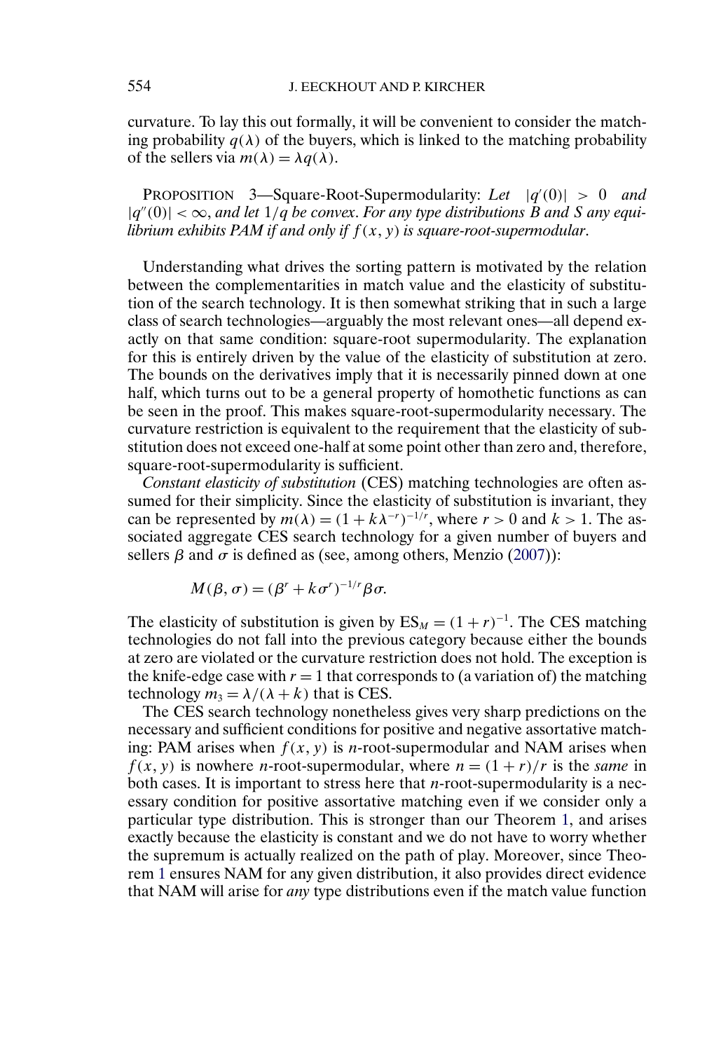curvature. To lay this out formally, it will be convenient to consider the matching probability $q(\lambda)$ of the buyers, which is linked to the matching probability of the sellers via $m(\lambda) = \lambda q(\lambda)$.

PROPOSITION 3—Square-Root-Supermodularity: *Let* $|q'(0)| > 0$ *and* $|q''(0)| < \infty$, *and let* $1/q$ *be convex. For any type distributions B and S any equilibrium exhibits PAM if and only if* $f(x, y)$ *is square-root-supermodular*.

Understanding what drives the sorting pattern is motivated by the relation between the complementarities in match value and the elasticity of substitution of the search technology. It is then somewhat striking that in such a large class of search technologies—arguably the most relevant ones—all depend exactly on that same condition: square-root supermodularity. The explanation for this is entirely driven by the value of the elasticity of substitution at zero. The bounds on the derivatives imply that it is necessarily pinned down at one half, which turns out to be a general property of homothetic functions as can be seen in the proof. This makes square-root-supermodularity necessary. The curvature restriction is equivalent to the requirement that the elasticity of substitution does not exceed one-half at some point other than zero and, therefore, square-root-supermodularity is sufficient.

*Constant elasticity of substitution* (CES) matching technologies are often assumed for their simplicity. Since the elasticity of substitution is invariant, they can be represented by $m(\lambda) = (1 + k\lambda^{-r})^{-1/r}$, where $r > 0$ and $k > 1$. The associated aggregate CES search technology for a given number of buyers and sellers $\beta$ and $\sigma$ is defined as (see, among others, Menzio (2007)):

$$M(\beta, \sigma) = (\beta^r + k\sigma^r)^{-1/r}\beta\sigma.$$

The elasticity of substitution is given by $\mathrm{ES}_M = (1 + r)^{-1}$. The CES matching technologies do not fall into the previous category because either the bounds at zero are violated or the curvature restriction does not hold. The exception is the knife-edge case with $r = 1$ that corresponds to (a variation of) the matching technology $m_3 = \lambda/(\lambda + k)$ that is CES.

The CES search technology nonetheless gives very sharp predictions on the necessary and sufficient conditions for positive and negative assortative matching: PAM arises when $f(x, y)$ is $n$-root-supermodular and NAM arises when $f(x, y)$ is nowhere $n$-root-supermodular, where $n = (1 + r)/r$ is the *same* in both cases. It is important to stress here that $n$-root-supermodularity is a necessary condition for positive assortative matching even if we consider only a particular type distribution. This is stronger than our Theorem 1, and arises exactly because the elasticity is constant and we do not have to worry whether the supremum is actually realized on the path of play. Moreover, since Theorem 1 ensures NAM for any given distribution, it also provides direct evidence that NAM will arise for *any* type distributions even if the match value function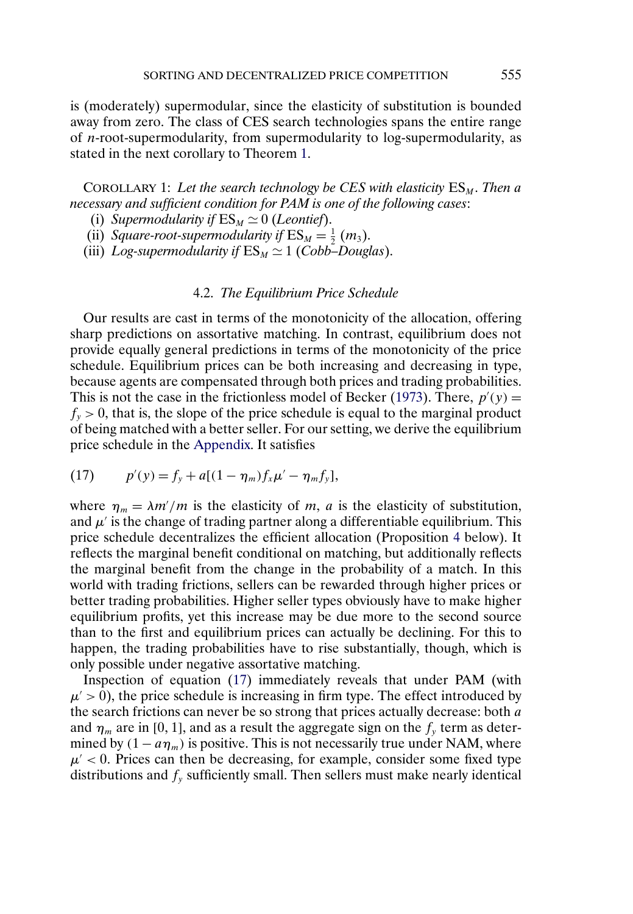is (moderately) supermodular, since the elasticity of substitution is bounded away from zero. The class of CES search technologies spans the entire range of $n$-root-supermodularity, from supermodularity to log-supermodularity, as stated in the next corollary to Theorem 1.

COROLLARY 1: *Let the search technology be CES with elasticity* $\mathrm{ES}_M$. *Then a necessary and sufficient condition for PAM is one of the following cases*:

- (i) *Supermodularity if* $\mathrm{ES}_M \simeq 0$ (*Leontief*).
- (ii) *Square-root-supermodularity if* $\mathrm{ES}_M = \frac{1}{2}$ ($m_3$).
- (iii) *Log-supermodularity if* $\mathrm{ES}_M \simeq 1$ (*Cobb–Douglas*).

### 4.2. *The Equilibrium Price Schedule*

Our results are cast in terms of the monotonicity of the allocation, offering sharp predictions on assortative matching. In contrast, equilibrium does not provide equally general predictions in terms of the monotonicity of the price schedule. Equilibrium prices can be both increasing and decreasing in type, because agents are compensated through both prices and trading probabilities. This is not the case in the frictionless model of Becker (1973). There, $p'(y) = f_y > 0$, that is, the slope of the price schedule is equal to the marginal product of being matched with a better seller. For our setting, we derive the equilibrium price schedule in the Appendix. It satisfies

$$p'(y) = f_y + a[(1 - \eta_m) f_x \mu' - \eta_m f_y], \tag{17}$$

where $\eta_m = \lambda m'/m$ is the elasticity of $m$, $a$ is the elasticity of substitution, and $\mu'$ is the change of trading partner along a differentiable equilibrium. This price schedule decentralizes the efficient allocation (Proposition 4 below). It reflects the marginal benefit conditional on matching, but additionally reflects the marginal benefit from the change in the probability of a match. In this world with trading frictions, sellers can be rewarded through higher prices or better trading probabilities. Higher seller types obviously have to make higher equilibrium profits, yet this increase may be due more to the second source than to the first and equilibrium prices can actually be declining. For this to happen, the trading probabilities have to rise substantially, though, which is only possible under negative assortative matching.

Inspection of equation (17) immediately reveals that under PAM (with $\mu' > 0$), the price schedule is increasing in firm type. The effect introduced by the search frictions can never be so strong that prices actually decrease: both $a$ and $\eta_m$ are in $[0, 1]$, and as a result the aggregate sign on the $f_y$ term as determined by $(1 - a\eta_m)$ is positive. This is not necessarily true under NAM, where $\mu' < 0$. Prices can then be decreasing, for example, consider some fixed type distributions and $f_y$ sufficiently small. Then sellers must make nearly identical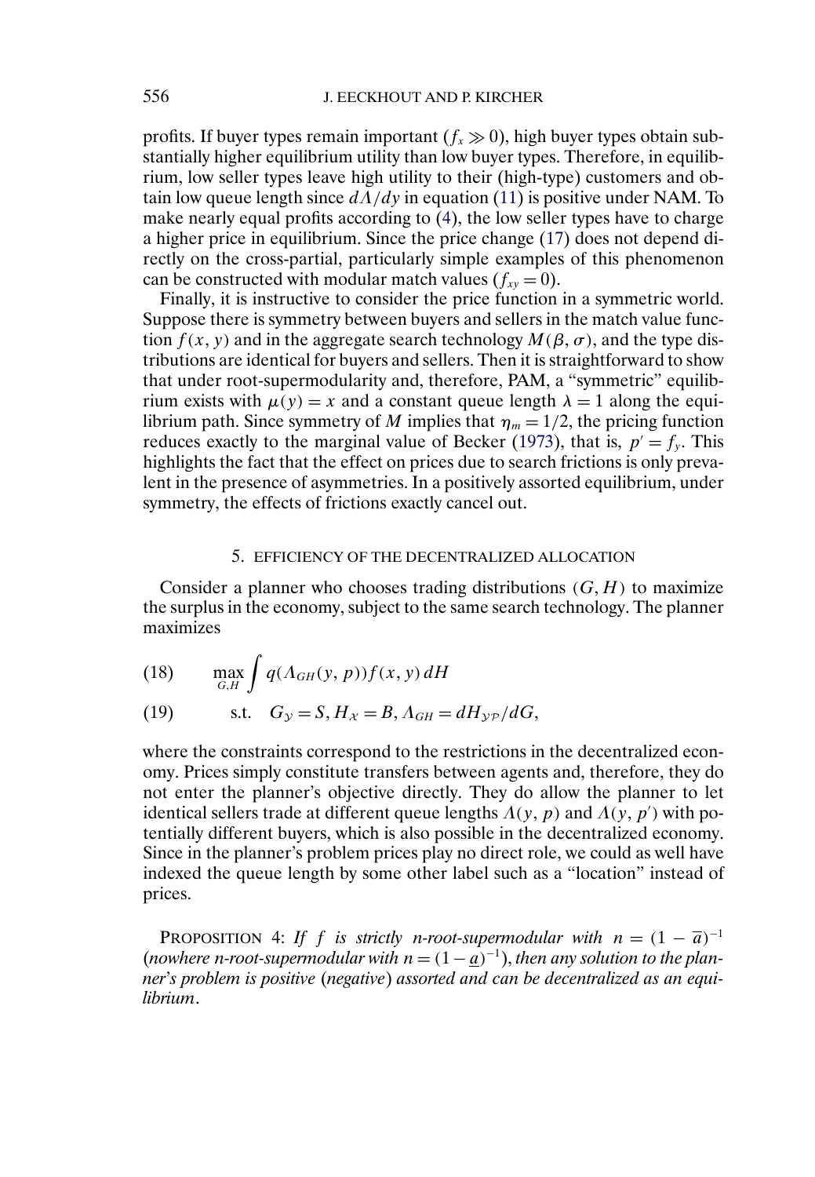profits. If buyer types remain important ($f_x \gg 0$), high buyer types obtain substantially higher equilibrium utility than low buyer types. Therefore, in equilibrium, low seller types leave high utility to their (high-type) customers and obtain low queue length since $d\Lambda/dy$ in equation (11) is positive under NAM. To make nearly equal profits according to (4), the low seller types have to charge a higher price in equilibrium. Since the price change (17) does not depend directly on the cross-partial, particularly simple examples of this phenomenon can be constructed with modular match values ($f_{xy} = 0$).

Finally, it is instructive to consider the price function in a symmetric world. Suppose there is symmetry between buyers and sellers in the match value function $f(x, y)$ and in the aggregate search technology $M(\beta, \sigma)$, and the type distributions are identical for buyers and sellers. Then it is straightforward to show that under root-supermodularity and, therefore, PAM, a "symmetric" equilibrium exists with $\mu(y) = x$ and a constant queue length $\lambda = 1$ along the equilibrium path. Since symmetry of $M$ implies that $\eta_m = 1/2$, the pricing function reduces exactly to the marginal value of Becker (1973), that is, $p' = f_y$. This highlights the fact that the effect on prices due to search frictions is only prevalent in the presence of asymmetries. In a positively assorted equilibrium, under symmetry, the effects of frictions exactly cancel out.

## 5. EFFICIENCY OF THE DECENTRALIZED ALLOCATION

Consider a planner who chooses trading distributions $(G, H)$ to maximize the surplus in the economy, subject to the same search technology. The planner maximizes

$$\max_{G,H} \int q(\Lambda_{GH}(y, p)) f(x, y)\, dH \tag{18}$$

$$\text{s.t.} \quad G_{\mathcal{Y}} = S, H_{\mathcal{X}} = B, \Lambda_{GH} = dH_{\mathcal{YP}}/dG, \tag{19}$$

where the constraints correspond to the restrictions in the decentralized economy. Prices simply constitute transfers between agents and, therefore, they do not enter the planner's objective directly. They do allow the planner to let identical sellers trade at different queue lengths $\Lambda(y, p)$ and $\Lambda(y, p')$ with potentially different buyers, which is also possible in the decentralized economy. Since in the planner's problem prices play no direct role, we could as well have indexed the queue length by some other label such as a "location" instead of prices.

PROPOSITION 4: *If $f$ is strictly $n$-root-supermodular with $n = (1 - \overline{a})^{-1}$ (nowhere $n$-root-supermodular with $n = (1 - \underline{a})^{-1}$), then any solution to the planner's problem is positive (negative) assorted and can be decentralized as an equilibrium.*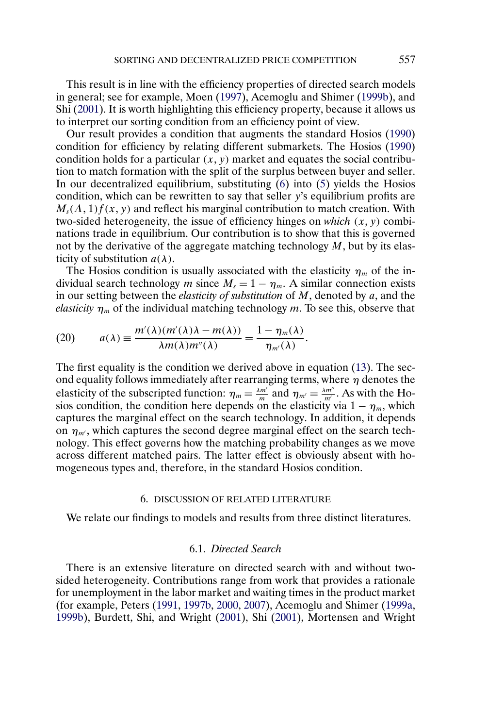This result is in line with the efficiency properties of directed search models in general; see for example, Moen (1997), Acemoglu and Shimer (1999b), and Shi (2001). It is worth highlighting this efficiency property, because it allows us to interpret our sorting condition from an efficiency point of view.

Our result provides a condition that augments the standard Hosios (1990) condition for efficiency by relating different submarkets. The Hosios (1990) condition holds for a particular $(x, y)$ market and equates the social contribution to match formation with the split of the surplus between buyer and seller. In our decentralized equilibrium, substituting (6) into (5) yields the Hosios condition, which can be rewritten to say that seller $y$'s equilibrium profits are $M_s(\Lambda, 1)f(x, y)$ and reflect his marginal contribution to match creation. With two-sided heterogeneity, the issue of efficiency hinges on *which* $(x, y)$ combinations trade in equilibrium. Our contribution is to show that this is governed not by the derivative of the aggregate matching technology $M$, but by its elasticity of substitution $a(\lambda)$.

The Hosios condition is usually associated with the elasticity $\eta_m$ of the individual search technology $m$ since $M_s = 1 - \eta_m$. A similar connection exists in our setting between the *elasticity of substitution* of $M$, denoted by $a$, and the *elasticity* $\eta_m$ of the individual matching technology $m$. To see this, observe that

$$a(\lambda) \equiv \frac{m'(\lambda)(m'(\lambda)\lambda - m(\lambda))}{\lambda m(\lambda)m''(\lambda)} = \frac{1 - \eta_m(\lambda)}{\eta_{m'}(\lambda)}. \tag{20}$$

The first equality is the condition we derived above in equation (13). The second equality follows immediately after rearranging terms, where $\eta$ denotes the elasticity of the subscripted function: $\eta_m = \frac{\lambda m'}{m}$ and $\eta_{m'} = \frac{\lambda m''}{m'}$. As with the Hosios condition, the condition here depends on the elasticity via $1 - \eta_m$, which captures the marginal effect on the search technology. In addition, it depends on $\eta_{m'}$, which captures the second degree marginal effect on the search technology. This effect governs how the matching probability changes as we move across different matched pairs. The latter effect is obviously absent with homogeneous types and, therefore, in the standard Hosios condition.

## 6. DISCUSSION OF RELATED LITERATURE

We relate our findings to models and results from three distinct literatures.

### 6.1. *Directed Search*

There is an extensive literature on directed search with and without two-sided heterogeneity. Contributions range from work that provides a rationale for unemployment in the labor market and waiting times in the product market (for example, Peters (1991, 1997b, 2000, 2007), Acemoglu and Shimer (1999a, 1999b), Burdett, Shi, and Wright (2001), Shi (2001), Mortensen and Wright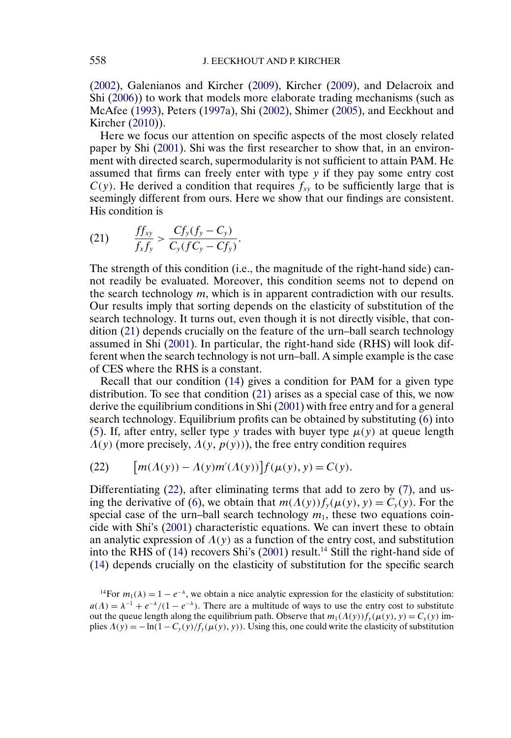(2002), Galenianos and Kircher (2009), Kircher (2009), and Delacroix and Shi (2006)) to work that models more elaborate trading mechanisms (such as McAfee (1993), Peters (1997a), Shi (2002), Shimer (2005), and Eeckhout and Kircher (2010)).

Here we focus our attention on specific aspects of the most closely related paper by Shi (2001). Shi was the first researcher to show that, in an environment with directed search, supermodularity is not sufficient to attain PAM. He assumed that firms can freely enter with type $y$ if they pay some entry cost $C(y)$. He derived a condition that requires $f_{xy}$ to be sufficiently large that is seemingly different from ours. Here we show that our findings are consistent. His condition is

$$\frac{ff_{xy}}{f_x f_y} > \frac{Cf_y(f_y - C_y)}{C_y(fC_y - Cf_y)}. \tag{21}$$

The strength of this condition (i.e., the magnitude of the right-hand side) cannot readily be evaluated. Moreover, this condition seems not to depend on the search technology $m$, which is in apparent contradiction with our results. Our results imply that sorting depends on the elasticity of substitution of the search technology. It turns out, even though it is not directly visible, that condition (21) depends crucially on the feature of the urn–ball search technology assumed in Shi (2001). In particular, the right-hand side (RHS) will look different when the search technology is not urn–ball. A simple example is the case of CES where the RHS is a constant.

Recall that our condition (14) gives a condition for PAM for a given type distribution. To see that condition (21) arises as a special case of this, we now derive the equilibrium conditions in Shi (2001) with free entry and for a general search technology. Equilibrium profits can be obtained by substituting (6) into (5). If, after entry, seller type $y$ trades with buyer type $\mu(y)$ at queue length $\Lambda(y)$ (more precisely, $\Lambda(y, p(y))$), the free entry condition requires

$$\big[m(\Lambda(y)) - \Lambda(y)m'(\Lambda(y))\big]f(\mu(y), y) = C(y). \tag{22}$$

Differentiating (22), after eliminating terms that add to zero by (7), and using the derivative of (6), we obtain that $m(\Lambda(y))f_y(\mu(y), y) = C_y(y)$. For the special case of the urn–ball search technology $m_1$, these two equations coincide with Shi's (2001) characteristic equations. We can invert these to obtain an analytic expression of $\Lambda(y)$ as a function of the entry cost, and substitution into the RHS of (14) recovers Shi's (2001) result.[14] Still the right-hand side of (14) depends crucially on the elasticity of substitution for the specific search

[14]For $m_1(\lambda) = 1 - e^{-\lambda}$, we obtain a nice analytic expression for the elasticity of substitution: $a(\Lambda) = \lambda^{-1} + e^{-\lambda}/(1 - e^{-\lambda})$. There are a multitude of ways to use the entry cost to substitute out the queue length along the equilibrium path. Observe that $m_1(\Lambda(y))f_y(\mu(y), y) = C_y(y)$ implies $\Lambda(y) = -\ln(1 - C_y(y)/f_y(\mu(y), y))$. Using this, one could write the elasticity of substitution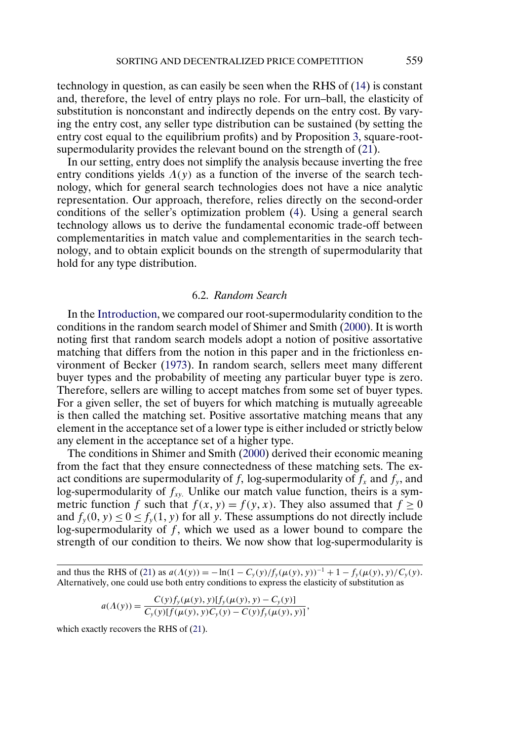technology in question, as can easily be seen when the RHS of (14) is constant and, therefore, the level of entry plays no role. For urn–ball, the elasticity of substitution is nonconstant and indirectly depends on the entry cost. By varying the entry cost, any seller type distribution can be sustained (by setting the entry cost equal to the equilibrium profits) and by Proposition 3, square-root-supermodularity provides the relevant bound on the strength of (21).

In our setting, entry does not simplify the analysis because inverting the free entry conditions yields $\Lambda(y)$ as a function of the inverse of the search technology, which for general search technologies does not have a nice analytic representation. Our approach, therefore, relies directly on the second-order conditions of the seller's optimization problem (4). Using a general search technology allows us to derive the fundamental economic trade-off between complementarities in match value and complementarities in the search technology, and to obtain explicit bounds on the strength of supermodularity that hold for any type distribution.

### 6.2. *Random Search*

In the Introduction, we compared our root-supermodularity condition to the conditions in the random search model of Shimer and Smith (2000). It is worth noting first that random search models adopt a notion of positive assortative matching that differs from the notion in this paper and in the frictionless environment of Becker (1973). In random search, sellers meet many different buyer types and the probability of meeting any particular buyer type is zero. Therefore, sellers are willing to accept matches from some set of buyer types. For a given seller, the set of buyers for which matching is mutually agreeable is then called the matching set. Positive assortative matching means that any element in the acceptance set of a lower type is either included or strictly below any element in the acceptance set of a higher type.

The conditions in Shimer and Smith (2000) derived their economic meaning from the fact that they ensure connectedness of these matching sets. The exact conditions are supermodularity of $f$, log-supermodularity of $f_x$ and $f_y$, and log-supermodularity of $f_{xy}$. Unlike our match value function, theirs is a symmetric function $f$ such that $f(x, y) = f(y, x)$. They also assumed that $f \geq 0$ and $f_y(0, y) \leq 0 \leq f_y(1, y)$ for all $y$. These assumptions do not directly include log-supermodularity of $f$, which we used as a lower bound to compare the strength of our condition to theirs. We now show that log-supermodularity is

---

and thus the RHS of (21) as $a(\Lambda(y)) = -\ln(1 - C_y(y)/f_y(\mu(y), y))^{-1} + 1 - f_y(\mu(y), y)/C_y(y)$. Alternatively, one could use both entry conditions to express the elasticity of substitution as

$$a(\Lambda(y)) = \frac{C(y)f_y(\mu(y), y)[f_y(\mu(y), y) - C_y(y)]}{C_y(y)[f(\mu(y), y)C_y(y) - C(y)f_y(\mu(y), y)]},$$

which exactly recovers the RHS of (21).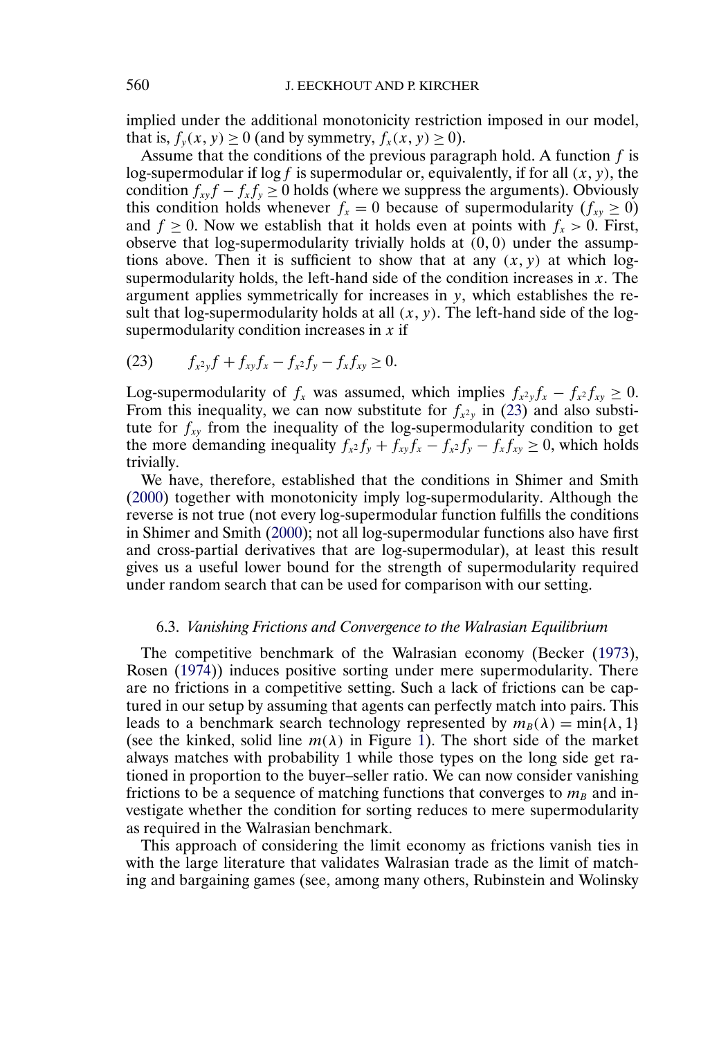implied under the additional monotonicity restriction imposed in our model, that is, $f_y(x, y) \geq 0$ (and by symmetry, $f_x(x, y) \geq 0$).

Assume that the conditions of the previous paragraph hold. A function $f$ is log-supermodular if $\log f$ is supermodular or, equivalently, if for all $(x, y)$, the condition $f_{xy} f - f_x f_y \geq 0$ holds (where we suppress the arguments). Obviously this condition holds whenever $f_x = 0$ because of supermodularity ($f_{xy} \geq 0$) and $f \geq 0$. Now we establish that it holds even at points with $f_x > 0$. First, observe that log-supermodularity trivially holds at $(0, 0)$ under the assumptions above. Then it is sufficient to show that at any $(x, y)$ at which log-supermodularity holds, the left-hand side of the condition increases in $x$. The argument applies symmetrically for increases in $y$, which establishes the result that log-supermodularity holds at all $(x, y)$. The left-hand side of the log-supermodularity condition increases in $x$ if

$$f_{x^2y} f + f_{xy} f_x - f_{x^2} f_y - f_x f_{xy} \geq 0. \tag{23}$$

Log-supermodularity of $f_x$ was assumed, which implies $f_{x^2y} f_x - f_{x^2} f_{xy} \geq 0$. From this inequality, we can now substitute for $f_{x^2y}$ in (23) and also substitute for $f_{xy}$ from the inequality of the log-supermodularity condition to get the more demanding inequality $f_{x^2} f_y + f_{xy} f_x - f_{x^2} f_y - f_x f_{xy} \geq 0$, which holds trivially.

We have, therefore, established that the conditions in Shimer and Smith (2000) together with monotonicity imply log-supermodularity. Although the reverse is not true (not every log-supermodular function fulfills the conditions in Shimer and Smith (2000); not all log-supermodular functions also have first and cross-partial derivatives that are log-supermodular), at least this result gives us a useful lower bound for the strength of supermodularity required under random search that can be used for comparison with our setting.

### 6.3. *Vanishing Frictions and Convergence to the Walrasian Equilibrium*

The competitive benchmark of the Walrasian economy (Becker (1973), Rosen (1974)) induces positive sorting under mere supermodularity. There are no frictions in a competitive setting. Such a lack of frictions can be captured in our setup by assuming that agents can perfectly match into pairs. This leads to a benchmark search technology represented by $m_B(\lambda) = \min\{\lambda, 1\}$ (see the kinked, solid line $m(\lambda)$ in Figure 1). The short side of the market always matches with probability 1 while those types on the long side get rationed in proportion to the buyer–seller ratio. We can now consider vanishing frictions to be a sequence of matching functions that converges to $m_B$ and investigate whether the condition for sorting reduces to mere supermodularity as required in the Walrasian benchmark.

This approach of considering the limit economy as frictions vanish ties in with the large literature that validates Walrasian trade as the limit of matching and bargaining games (see, among many others, Rubinstein and Wolinsky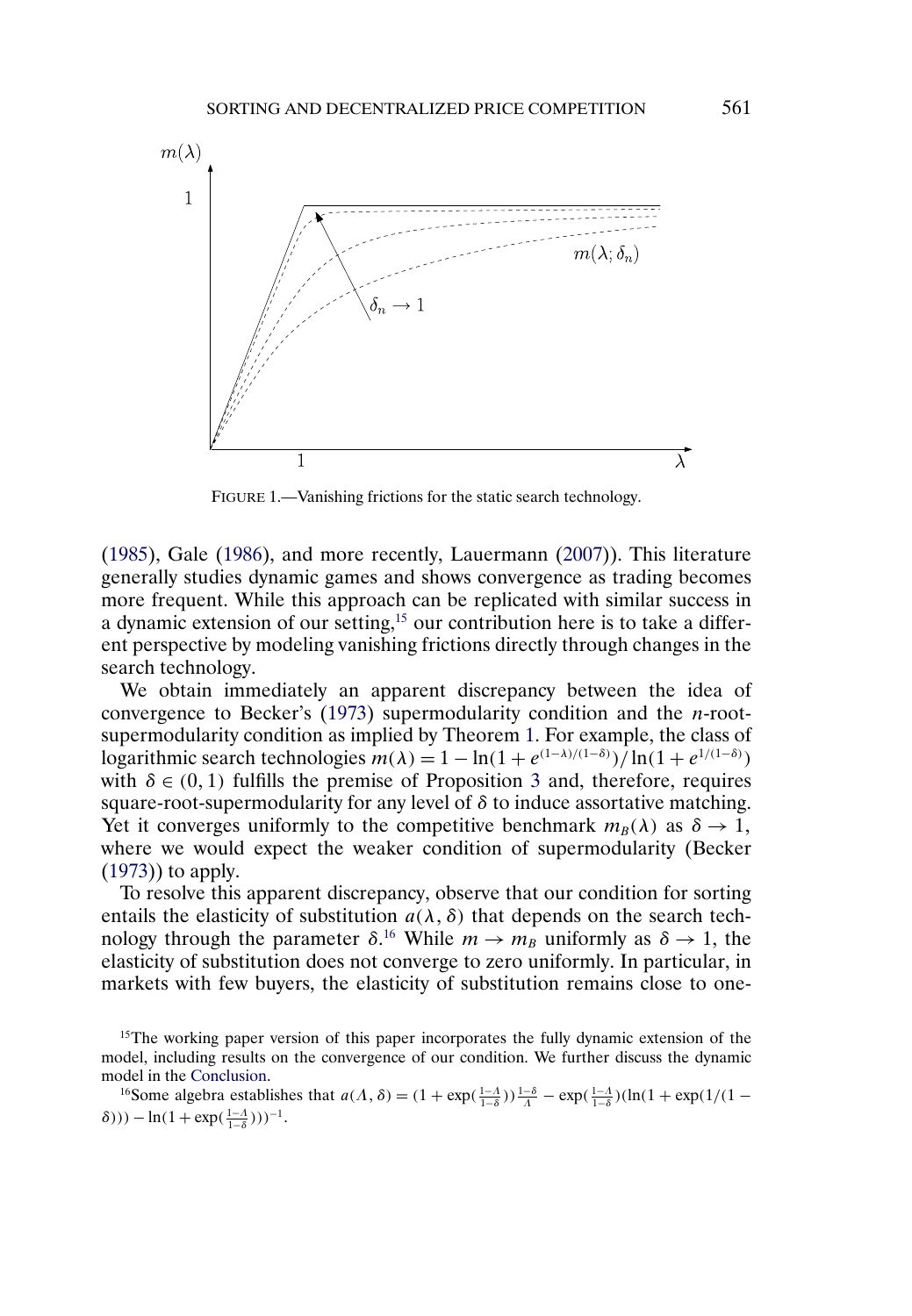FIGURE 1.—Vanishing frictions for the static search technology.

(1985), Gale (1986), and more recently, Lauermann (2007)). This literature generally studies dynamic games and shows convergence as trading becomes more frequent. While this approach can be replicated with similar success in a dynamic extension of our setting,[15] our contribution here is to take a different perspective by modeling vanishing frictions directly through changes in the search technology.

We obtain immediately an apparent discrepancy between the idea of convergence to Becker's (1973) supermodularity condition and the $n$-root-supermodularity condition as implied by Theorem 1. For example, the class of logarithmic search technologies $m(\lambda) = 1 - \ln(1 + e^{(1-\lambda)/(1-\delta)})/\ln(1 + e^{1/(1-\delta)})$ with $\delta \in (0, 1)$ fulfills the premise of Proposition 3 and, therefore, requires square-root-supermodularity for any level of $\delta$ to induce assortative matching. Yet it converges uniformly to the competitive benchmark $m_B(\lambda)$ as $\delta \to 1$, where we would expect the weaker condition of supermodularity (Becker (1973)) to apply.

To resolve this apparent discrepancy, observe that our condition for sorting entails the elasticity of substitution $a(\lambda, \delta)$ that depends on the search technology through the parameter $\delta$.[16] While $m \to m_B$ uniformly as $\delta \to 1$, the elasticity of substitution does not converge to zero uniformly. In particular, in markets with few buyers, the elasticity of substitution remains close to one-

[15]The working paper version of this paper incorporates the fully dynamic extension of the model, including results on the convergence of our condition. We further discuss the dynamic model in the Conclusion.

[16]Some algebra establishes that $a(\Lambda, \delta) = (1 + \exp(\frac{1-\Lambda}{1-\delta}))\frac{1-\delta}{\Lambda} - \exp(\frac{1-\Lambda}{1-\delta})(\ln(1 + \exp(1/(1 - \delta))) - \ln(1 + \exp(\frac{1-\Lambda}{1-\delta})))^{-1}$.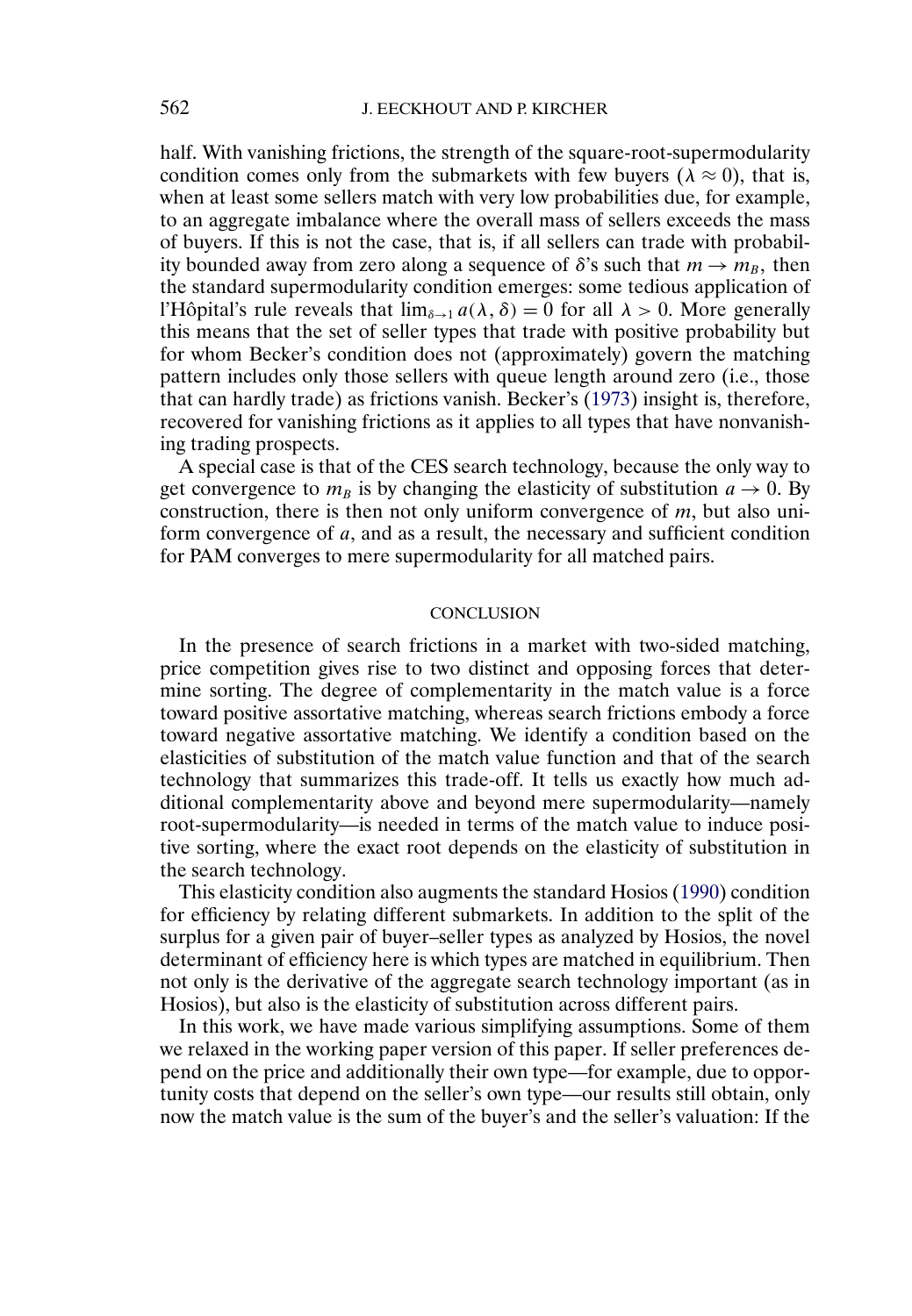half. With vanishing frictions, the strength of the square-root-supermodularity condition comes only from the submarkets with few buyers ($\lambda \approx 0$), that is, when at least some sellers match with very low probabilities due, for example, to an aggregate imbalance where the overall mass of sellers exceeds the mass of buyers. If this is not the case, that is, if all sellers can trade with probability bounded away from zero along a sequence of $\delta$'s such that $m \to m_B$, then the standard supermodularity condition emerges: some tedious application of l'Hôpital's rule reveals that $\lim_{\delta \to 1} a(\lambda, \delta) = 0$ for all $\lambda > 0$. More generally this means that the set of seller types that trade with positive probability but for whom Becker's condition does not (approximately) govern the matching pattern includes only those sellers with queue length around zero (i.e., those that can hardly trade) as frictions vanish. Becker's (1973) insight is, therefore, recovered for vanishing frictions as it applies to all types that have nonvanishing trading prospects.

A special case is that of the CES search technology, because the only way to get convergence to $m_B$ is by changing the elasticity of substitution $a \to 0$. By construction, there is then not only uniform convergence of $m$, but also uniform convergence of $a$, and as a result, the necessary and sufficient condition for PAM converges to mere supermodularity for all matched pairs.

## CONCLUSION

In the presence of search frictions in a market with two-sided matching, price competition gives rise to two distinct and opposing forces that determine sorting. The degree of complementarity in the match value is a force toward positive assortative matching, whereas search frictions embody a force toward negative assortative matching. We identify a condition based on the elasticities of substitution of the match value function and that of the search technology that summarizes this trade-off. It tells us exactly how much additional complementarity above and beyond mere supermodularity—namely root-supermodularity—is needed in terms of the match value to induce positive sorting, where the exact root depends on the elasticity of substitution in the search technology.

This elasticity condition also augments the standard Hosios (1990) condition for efficiency by relating different submarkets. In addition to the split of the surplus for a given pair of buyer–seller types as analyzed by Hosios, the novel determinant of efficiency here is which types are matched in equilibrium. Then not only is the derivative of the aggregate search technology important (as in Hosios), but also is the elasticity of substitution across different pairs.

In this work, we have made various simplifying assumptions. Some of them we relaxed in the working paper version of this paper. If seller preferences depend on the price and additionally their own type—for example, due to opportunity costs that depend on the seller's own type—our results still obtain, only now the match value is the sum of the buyer's and the seller's valuation: If the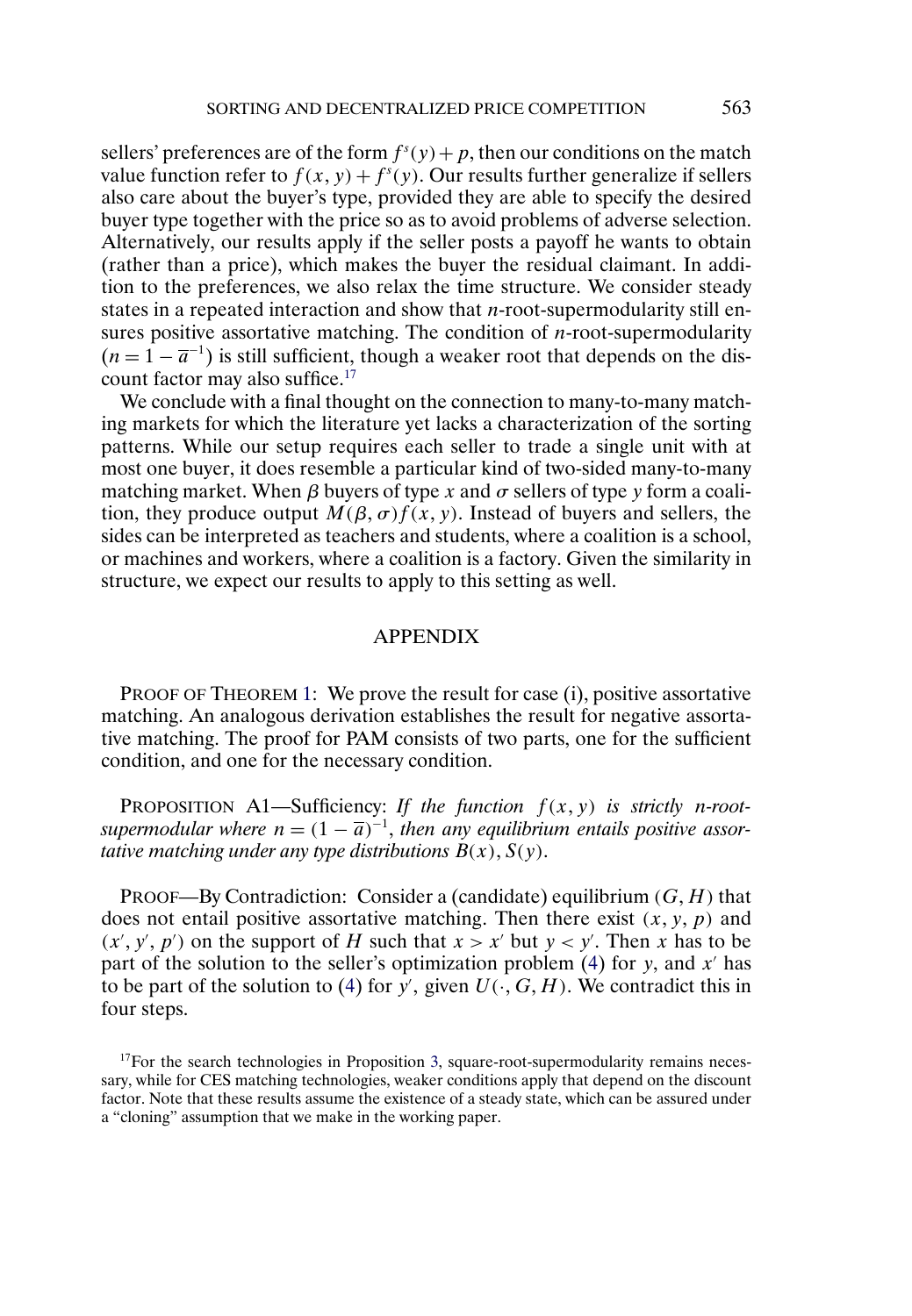sellers' preferences are of the form $f^s(y) + p$, then our conditions on the match value function refer to $f(x, y) + f^s(y)$. Our results further generalize if sellers also care about the buyer's type, provided they are able to specify the desired buyer type together with the price so as to avoid problems of adverse selection. Alternatively, our results apply if the seller posts a payoff he wants to obtain (rather than a price), which makes the buyer the residual claimant. In addition to the preferences, we also relax the time structure. We consider steady states in a repeated interaction and show that $n$-root-supermodularity still ensures positive assortative matching. The condition of $n$-root-supermodularity $(n = 1 - \overline{a}^{-1})$ is still sufficient, though a weaker root that depends on the discount factor may also suffice.[17]

We conclude with a final thought on the connection to many-to-many matching markets for which the literature yet lacks a characterization of the sorting patterns. While our setup requires each seller to trade a single unit with at most one buyer, it does resemble a particular kind of two-sided many-to-many matching market. When $\beta$ buyers of type $x$ and $\sigma$ sellers of type $y$ form a coalition, they produce output $M(\beta, \sigma) f(x, y)$. Instead of buyers and sellers, the sides can be interpreted as teachers and students, where a coalition is a school, or machines and workers, where a coalition is a factory. Given the similarity in structure, we expect our results to apply to this setting as well.

## APPENDIX

PROOF OF THEOREM 1: We prove the result for case (i), positive assortative matching. An analogous derivation establishes the result for negative assortative matching. The proof for PAM consists of two parts, one for the sufficient condition, and one for the necessary condition.

PROPOSITION A1—Sufficiency: *If the function $f(x, y)$ is strictly $n$-root-supermodular where $n = (1 - \overline{a})^{-1}$, then any equilibrium entails positive assortative matching under any type distributions $B(x), S(y)$.*

PROOF—By Contradiction: Consider a (candidate) equilibrium $(G, H)$ that does not entail positive assortative matching. Then there exist $(x, y, p)$ and $(x', y', p')$ on the support of $H$ such that $x > x'$ but $y < y'$. Then $x$ has to be part of the solution to the seller's optimization problem (4) for $y$, and $x'$ has to be part of the solution to (4) for $y'$, given $U(\cdot, G, H)$. We contradict this in four steps.

[17] For the search technologies in Proposition 3, square-root-supermodularity remains necessary, while for CES matching technologies, weaker conditions apply that depend on the discount factor. Note that these results assume the existence of a steady state, which can be assured under a "cloning" assumption that we make in the working paper.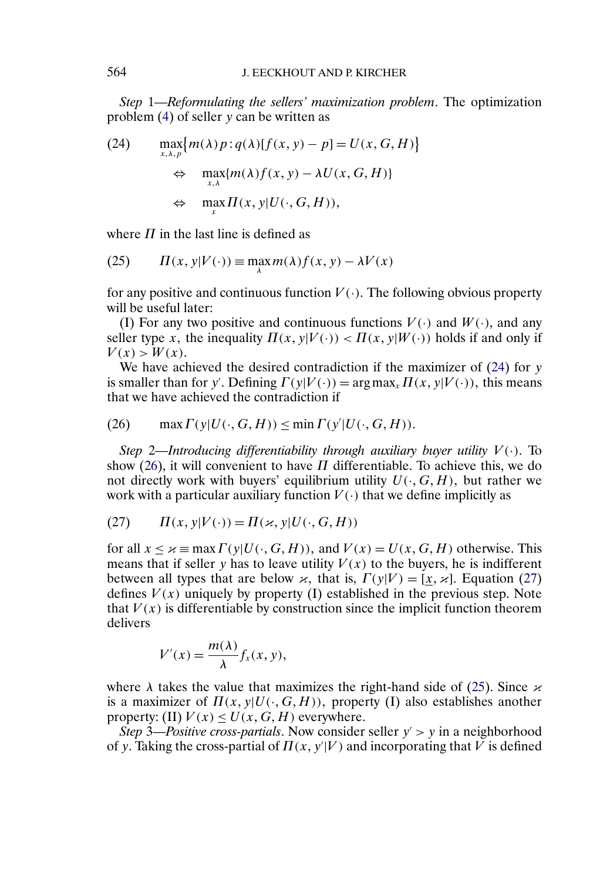*Step* 1—*Reformulating the sellers' maximization problem*. The optimization problem (4) of seller $y$ can be written as

$$
\begin{aligned}
(24) \qquad & \max_{x,\lambda,p}\big\{m(\lambda)p : q(\lambda)[f(x,y)-p] = U(x,G,H)\big\} \\
& \quad \Leftrightarrow \quad \max_{x,\lambda}\{m(\lambda)f(x,y) - \lambda U(x,G,H)\} \\
& \quad \Leftrightarrow \quad \max_{x} \Pi(x,y|U(\cdot,G,H)),
\end{aligned}
$$

where $\Pi$ in the last line is defined as

$$
(25) \qquad \Pi(x,y|V(\cdot)) \equiv \max_{\lambda} m(\lambda)f(x,y) - \lambda V(x)
$$

for any positive and continuous function $V(\cdot)$. The following obvious property will be useful later:

(I) For any two positive and continuous functions $V(\cdot)$ and $W(\cdot)$, and any seller type $x$, the inequality $\Pi(x,y|V(\cdot)) < \Pi(x,y|W(\cdot))$ holds if and only if $V(x) > W(x)$.

We have achieved the desired contradiction if the maximizer of (24) for $y$ is smaller than for $y'$. Defining $\Gamma(y|V(\cdot)) = \arg\max_x \Pi(x,y|V(\cdot))$, this means that we have achieved the contradiction if

$$
(26) \qquad \max \Gamma(y|U(\cdot,G,H)) \leq \min \Gamma(y'|U(\cdot,G,H)).
$$

*Step* 2—*Introducing differentiability through auxiliary buyer utility* $V(\cdot)$. To show (26), it will convenient to have $\Pi$ differentiable. To achieve this, we do not directly work with buyers' equilibrium utility $U(\cdot,G,H)$, but rather we work with a particular auxiliary function $V(\cdot)$ that we define implicitly as

$$
(27) \qquad \Pi(x,y|V(\cdot)) = \Pi(\varkappa,y|U(\cdot,G,H))
$$

for all $x \leq \varkappa \equiv \max \Gamma(y|U(\cdot,G,H))$, and $V(x) = U(x,G,H)$ otherwise. This means that if seller $y$ has to leave utility $V(x)$ to the buyers, he is indifferent between all types that are below $\varkappa$, that is, $\Gamma(y|V) = [\underline{x},\varkappa]$. Equation (27) defines $V(x)$ uniquely by property (I) established in the previous step. Note that $V(x)$ is differentiable by construction since the implicit function theorem delivers

$$
V'(x) = \frac{m(\lambda)}{\lambda} f_x(x,y),
$$

where $\lambda$ takes the value that maximizes the right-hand side of (25). Since $\varkappa$ is a maximizer of $\Pi(x,y|U(\cdot,G,H))$, property (I) also establishes another property: (II) $V(x) \leq U(x,G,H)$ everywhere.

*Step* 3—*Positive cross-partials*. Now consider seller $y' > y$ in a neighborhood of $y$. Taking the cross-partial of $\Pi(x,y'|V)$ and incorporating that $V$ is defined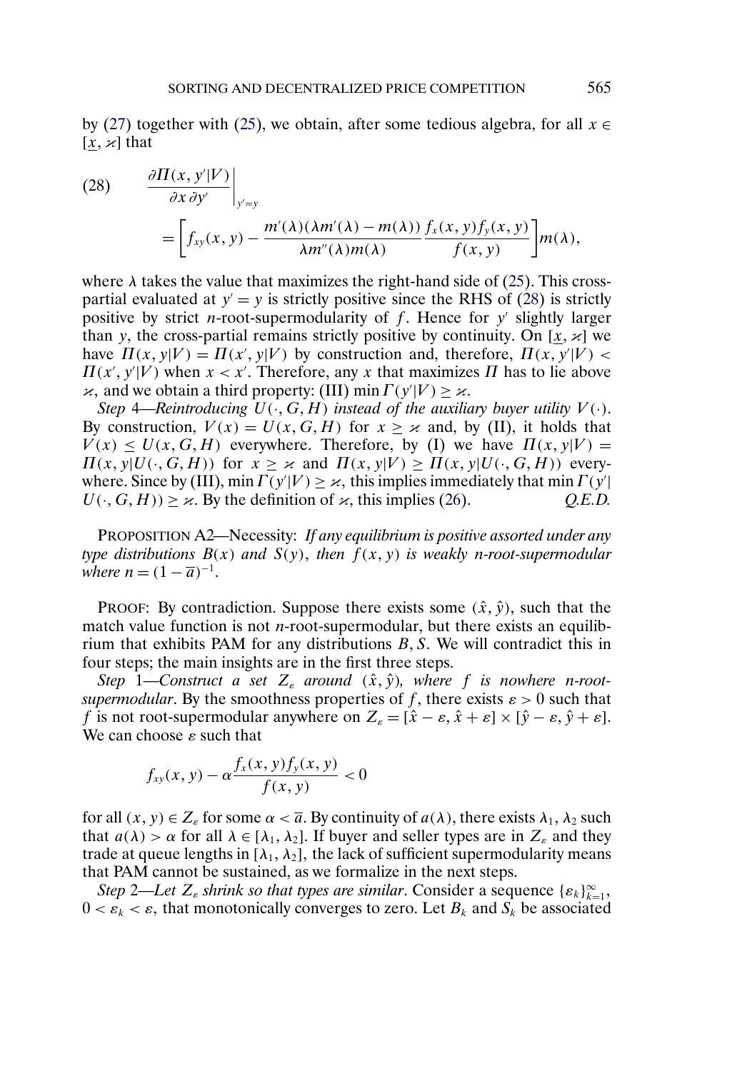by (27) together with (25), we obtain, after some tedious algebra, for all $x \in [\underline{x}, \varkappa]$ that

$$\text{(28)} \qquad \left.\frac{\partial \Pi(x, y'|V)}{\partial x\, \partial y'}\right|_{y'=y} = \left[ f_{xy}(x, y) - \frac{m'(\lambda)(\lambda m'(\lambda) - m(\lambda))}{\lambda m''(\lambda) m(\lambda)} \frac{f_x(x, y) f_y(x, y)}{f(x, y)} \right] m(\lambda),$$

where $\lambda$ takes the value that maximizes the right-hand side of (25). This cross-partial evaluated at $y' = y$ is strictly positive since the RHS of (28) is strictly positive by strict $n$-root-supermodularity of $f$. Hence for $y'$ slightly larger than $y$, the cross-partial remains strictly positive by continuity. On $[\underline{x}, \varkappa]$ we have $\Pi(x, y|V) = \Pi(x', y|V)$ by construction and, therefore, $\Pi(x, y'|V) < \Pi(x', y'|V)$ when $x < x'$. Therefore, any $x$ that maximizes $\Pi$ has to lie above $\varkappa$, and we obtain a third property: (III) $\min \Gamma(y'|V) \geq \varkappa$.

*Step* 4—*Reintroducing* $U(\cdot, G, H)$ *instead of the auxiliary buyer utility* $V(\cdot)$. By construction, $V(x) = U(x, G, H)$ for $x \geq \varkappa$ and, by (II), it holds that $V(x) \leq U(x, G, H)$ everywhere. Therefore, by (I) we have $\Pi(x, y|V) = \Pi(x, y|U(\cdot, G, H))$ for $x \geq \varkappa$ and $\Pi(x, y|V) \geq \Pi(x, y|U(\cdot, G, H))$ everywhere. Since by (III), $\min \Gamma(y'|V) \geq \varkappa$, this implies immediately that $\min \Gamma(y'|U(\cdot, G, H)) \geq \varkappa$. By the definition of $\varkappa$, this implies (26). *Q.E.D.*

PROPOSITION A2—Necessity: *If any equilibrium is positive assorted under any type distributions* $B(x)$ *and* $S(y)$, *then* $f(x, y)$ *is weakly* $n$-*root-supermodular where* $n = (1 - \overline{a})^{-1}$.

PROOF: By contradiction. Suppose there exists some $(\hat{x}, \hat{y})$, such that the match value function is not $n$-root-supermodular, but there exists an equilibrium that exhibits PAM for any distributions $B, S$. We will contradict this in four steps; the main insights are in the first three steps.

*Step* 1—*Construct a set* $Z_\varepsilon$ *around* $(\hat{x}, \hat{y})$, *where* $f$ *is nowhere* $n$-*root-supermodular*. By the smoothness properties of $f$, there exists $\varepsilon > 0$ such that $f$ is not root-supermodular anywhere on $Z_\varepsilon = [\hat{x} - \varepsilon, \hat{x} + \varepsilon] \times [\hat{y} - \varepsilon, \hat{y} + \varepsilon]$. We can choose $\varepsilon$ such that

$$f_{xy}(x, y) - \alpha \frac{f_x(x, y) f_y(x, y)}{f(x, y)} < 0$$

for all $(x, y) \in Z_\varepsilon$ for some $\alpha < \overline{a}$. By continuity of $a(\lambda)$, there exists $\lambda_1, \lambda_2$ such that $a(\lambda) > \alpha$ for all $\lambda \in [\lambda_1, \lambda_2]$. If buyer and seller types are in $Z_\varepsilon$ and they trade at queue lengths in $[\lambda_1, \lambda_2]$, the lack of sufficient supermodularity means that PAM cannot be sustained, as we formalize in the next steps.

*Step* 2—*Let* $Z_\varepsilon$ *shrink so that types are similar*. Consider a sequence $\{\varepsilon_k\}_{k=1}^{\infty}$, $0 < \varepsilon_k < \varepsilon$, that monotonically converges to zero. Let $B_k$ and $S_k$ be associated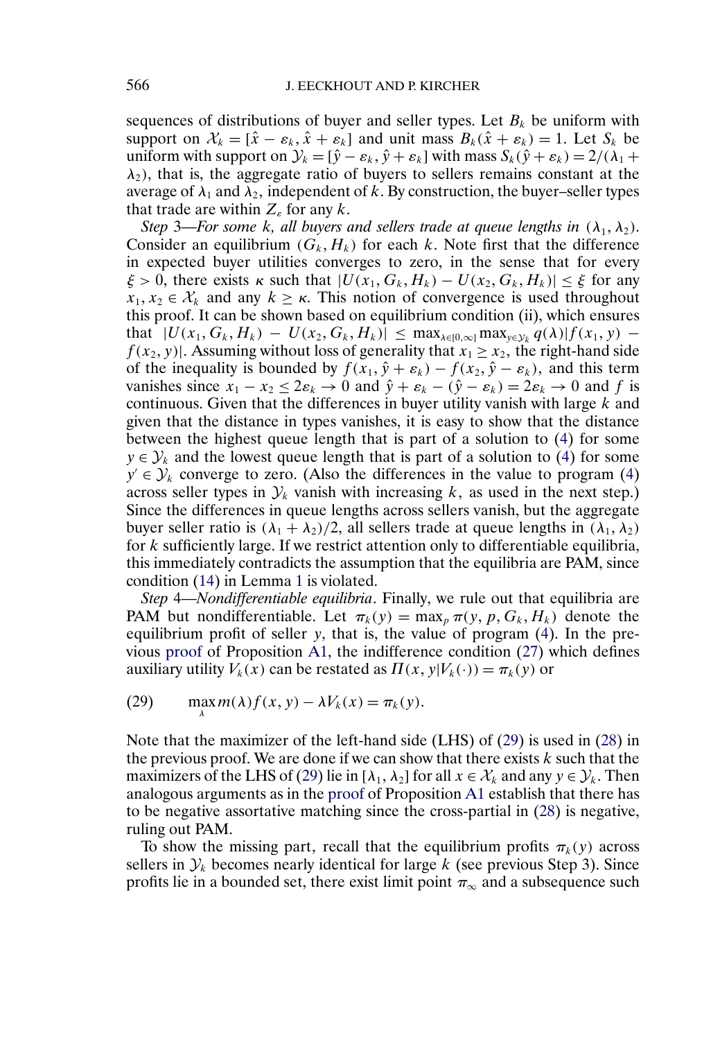sequences of distributions of buyer and seller types. Let $B_k$ be uniform with support on $\mathcal{X}_k = [\hat{x} - \varepsilon_k, \hat{x} + \varepsilon_k]$ and unit mass $B_k(\hat{x} + \varepsilon_k) = 1$. Let $S_k$ be uniform with support on $\mathcal{Y}_k = [\hat{y} - \varepsilon_k, \hat{y} + \varepsilon_k]$ with mass $S_k(\hat{y} + \varepsilon_k) = 2/(\lambda_1 + \lambda_2)$, that is, the aggregate ratio of buyers to sellers remains constant at the average of $\lambda_1$ and $\lambda_2$, independent of $k$. By construction, the buyer–seller types that trade are within $Z_\varepsilon$ for any $k$.

*Step* 3—*For some* $k$, *all buyers and sellers trade at queue lengths in* $(\lambda_1, \lambda_2)$. Consider an equilibrium $(G_k, H_k)$ for each $k$. Note first that the difference in expected buyer utilities converges to zero, in the sense that for every $\xi > 0$, there exists $\kappa$ such that $|U(x_1, G_k, H_k) - U(x_2, G_k, H_k)| \leq \xi$ for any $x_1, x_2 \in \mathcal{X}_k$ and any $k \geq \kappa$. This notion of convergence is used throughout this proof. It can be shown based on equilibrium condition (ii), which ensures that $|U(x_1, G_k, H_k) - U(x_2, G_k, H_k)| \leq \max_{\lambda \in [0,\infty]} \max_{y \in \mathcal{Y}_k} q(\lambda)|f(x_1, y) - f(x_2, y)|$. Assuming without loss of generality that $x_1 \geq x_2$, the right-hand side of the inequality is bounded by $f(x_1, \hat{y} + \varepsilon_k) - f(x_2, \hat{y} - \varepsilon_k)$, and this term vanishes since $x_1 - x_2 \leq 2\varepsilon_k \to 0$ and $\hat{y} + \varepsilon_k - (\hat{y} - \varepsilon_k) = 2\varepsilon_k \to 0$ and $f$ is continuous. Given that the differences in buyer utility vanish with large $k$ and given that the distance in types vanishes, it is easy to show that the distance between the highest queue length that is part of a solution to (4) for some $y \in \mathcal{Y}_k$ and the lowest queue length that is part of a solution to (4) for some $y' \in \mathcal{Y}_k$ converge to zero. (Also the differences in the value to program (4) across seller types in $\mathcal{Y}_k$ vanish with increasing $k$, as used in the next step.) Since the differences in queue lengths across sellers vanish, but the aggregate buyer seller ratio is $(\lambda_1 + \lambda_2)/2$, all sellers trade at queue lengths in $(\lambda_1, \lambda_2)$ for $k$ sufficiently large. If we restrict attention only to differentiable equilibria, this immediately contradicts the assumption that the equilibria are PAM, since condition (14) in Lemma 1 is violated.

*Step* 4—*Nondifferentiable equilibria*. Finally, we rule out that equilibria are PAM but nondifferentiable. Let $\pi_k(y) = \max_p \pi(y, p, G_k, H_k)$ denote the equilibrium profit of seller $y$, that is, the value of program (4). In the previous proof of Proposition A1, the indifference condition (27) which defines auxiliary utility $V_k(x)$ can be restated as $\Pi(x, y|V_k(\cdot)) = \pi_k(y)$ or

$$\max_{\lambda} m(\lambda) f(x, y) - \lambda V_k(x) = \pi_k(y). \tag{29}$$

Note that the maximizer of the left-hand side (LHS) of (29) is used in (28) in the previous proof. We are done if we can show that there exists $k$ such that the maximizers of the LHS of (29) lie in $[\lambda_1, \lambda_2]$ for all $x \in \mathcal{X}_k$ and any $y \in \mathcal{Y}_k$. Then analogous arguments as in the proof of Proposition A1 establish that there has to be negative assortative matching since the cross-partial in (28) is negative, ruling out PAM.

To show the missing part, recall that the equilibrium profits $\pi_k(y)$ across sellers in $\mathcal{Y}_k$ becomes nearly identical for large $k$ (see previous Step 3). Since profits lie in a bounded set, there exist limit point $\pi_\infty$ and a subsequence such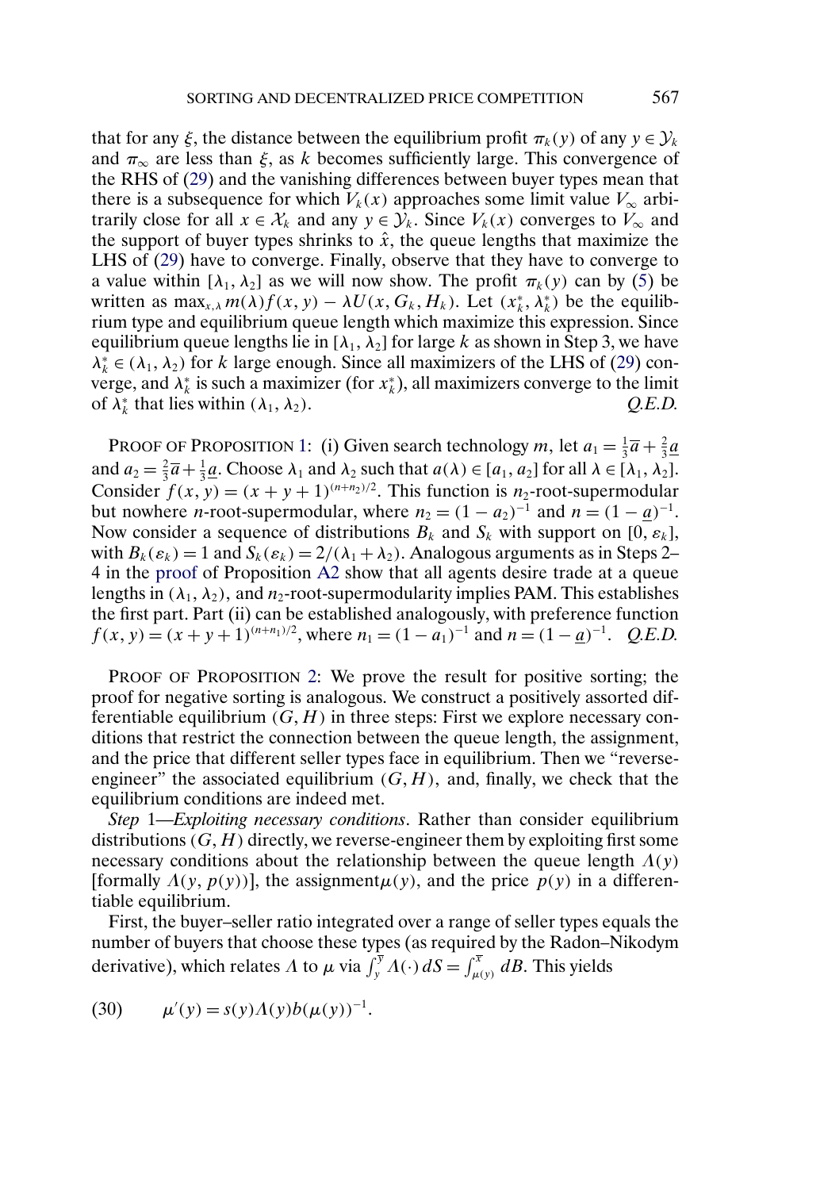that for any $\xi$, the distance between the equilibrium profit $\pi_k(y)$ of any $y \in \mathcal{Y}_k$ and $\pi_\infty$ are less than $\xi$, as $k$ becomes sufficiently large. This convergence of the RHS of (29) and the vanishing differences between buyer types mean that there is a subsequence for which $V_k(x)$ approaches some limit value $V_\infty$ arbitrarily close for all $x \in \mathcal{X}_k$ and any $y \in \mathcal{Y}_k$. Since $V_k(x)$ converges to $V_\infty$ and the support of buyer types shrinks to $\hat{x}$, the queue lengths that maximize the LHS of (29) have to converge. Finally, observe that they have to converge to a value within $[\lambda_1, \lambda_2]$ as we will now show. The profit $\pi_k(y)$ can by (5) be written as $\max_{x,\lambda} m(\lambda) f(x, y) - \lambda U(x, G_k, H_k)$. Let $(x_k^*, \lambda_k^*)$ be the equilibrium type and equilibrium queue length which maximize this expression. Since equilibrium queue lengths lie in $[\lambda_1, \lambda_2]$ for large $k$ as shown in Step 3, we have $\lambda_k^* \in (\lambda_1, \lambda_2)$ for $k$ large enough. Since all maximizers of the LHS of (29) converge, and $\lambda_k^*$ is such a maximizer (for $x_k^*$), all maximizers converge to the limit of $\lambda_k^*$ that lies within $(\lambda_1, \lambda_2)$. *Q.E.D.*

PROOF OF PROPOSITION 1: (i) Given search technology $m$, let $a_1 = \frac{1}{3}\overline{a} + \frac{2}{3}\underline{a}$ and $a_2 = \frac{2}{3}\overline{a} + \frac{1}{3}\underline{a}$. Choose $\lambda_1$ and $\lambda_2$ such that $a(\lambda) \in [a_1, a_2]$ for all $\lambda \in [\lambda_1, \lambda_2]$. Consider $f(x, y) = (x + y + 1)^{(n+n_2)/2}$. This function is $n_2$-root-supermodular but nowhere $n$-root-supermodular, where $n_2 = (1 - a_2)^{-1}$ and $n = (1 - \underline{a})^{-1}$. Now consider a sequence of distributions $B_k$ and $S_k$ with support on $[0, \varepsilon_k]$, with $B_k(\varepsilon_k) = 1$ and $S_k(\varepsilon_k) = 2/(\lambda_1 + \lambda_2)$. Analogous arguments as in Steps 2–4 in the proof of Proposition A2 show that all agents desire trade at a queue lengths in $(\lambda_1, \lambda_2)$, and $n_2$-root-supermodularity implies PAM. This establishes the first part. Part (ii) can be established analogously, with preference function $f(x, y) = (x + y + 1)^{(n+n_1)/2}$, where $n_1 = (1 - a_1)^{-1}$ and $n = (1 - \underline{a})^{-1}$. *Q.E.D.*

PROOF OF PROPOSITION 2: We prove the result for positive sorting; the proof for negative sorting is analogous. We construct a positively assorted differentiable equilibrium $(G, H)$ in three steps: First we explore necessary conditions that restrict the connection between the queue length, the assignment, and the price that different seller types face in equilibrium. Then we "reverse-engineer" the associated equilibrium $(G, H)$, and, finally, we check that the equilibrium conditions are indeed met.

*Step* 1—*Exploiting necessary conditions*. Rather than consider equilibrium distributions $(G, H)$ directly, we reverse-engineer them by exploiting first some necessary conditions about the relationship between the queue length $\Lambda(y)$ [formally $\Lambda(y, p(y))$], the assignment$\mu(y)$, and the price $p(y)$ in a differentiable equilibrium.

First, the buyer–seller ratio integrated over a range of seller types equals the number of buyers that choose these types (as required by the Radon–Nikodym derivative), which relates $\Lambda$ to $\mu$ via $\int_y^{\overline{y}} \Lambda(\cdot)\, dS = \int_{\mu(y)}^{\overline{x}} dB$. This yields

$$\mu'(y) = s(y)\Lambda(y)b(\mu(y))^{-1}. \tag{30}$$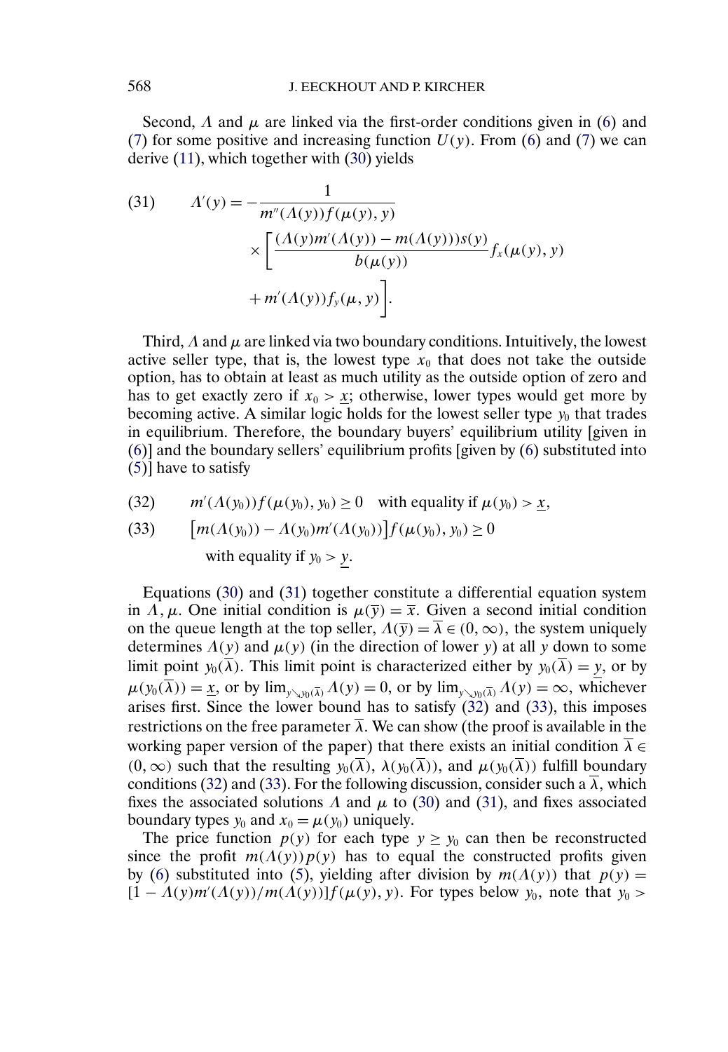Second, $\Lambda$ and $\mu$ are linked via the first-order conditions given in (6) and (7) for some positive and increasing function $U(y)$. From (6) and (7) we can derive (11), which together with (30) yields

$$
\Lambda'(y) = -\frac{1}{m''(\Lambda(y))f(\mu(y), y)} \times \left[\frac{(\Lambda(y)m'(\Lambda(y)) - m(\Lambda(y)))s(y)}{b(\mu(y))} f_x(\mu(y), y) + m'(\Lambda(y))f_y(\mu, y)\right]. \tag{31}
$$

Third, $\Lambda$ and $\mu$ are linked via two boundary conditions. Intuitively, the lowest active seller type, that is, the lowest type $x_0$ that does not take the outside option, has to obtain at least as much utility as the outside option of zero and has to get exactly zero if $x_0 > \underline{x}$; otherwise, lower types would get more by becoming active. A similar logic holds for the lowest seller type $y_0$ that trades in equilibrium. Therefore, the boundary buyers' equilibrium utility [given in (6)] and the boundary sellers' equilibrium profits [given by (6) substituted into (5)] have to satisfy

$$
m'(\Lambda(y_0))f(\mu(y_0), y_0) \geq 0 \quad \text{with equality if } \mu(y_0) > \underline{x}, \tag{32}
$$

$$
\big[m(\Lambda(y_0)) - \Lambda(y_0)m'(\Lambda(y_0))\big]f(\mu(y_0), y_0) \geq 0 \quad \text{with equality if } y_0 > \underline{y}. \tag{33}
$$

Equations (30) and (31) together constitute a differential equation system in $\Lambda, \mu$. One initial condition is $\mu(\overline{y}) = \overline{x}$. Given a second initial condition on the queue length at the top seller, $\Lambda(\overline{y}) = \overline{\lambda} \in (0, \infty)$, the system uniquely determines $\Lambda(y)$ and $\mu(y)$ (in the direction of lower $y$) at all $y$ down to some limit point $y_0(\overline{\lambda})$. This limit point is characterized either by $y_0(\overline{\lambda}) = \underline{y}$, or by $\mu(y_0(\overline{\lambda})) = \underline{x}$, or by $\lim_{y \searrow y_0(\overline{\lambda})} \Lambda(y) = 0$, or by $\lim_{y \searrow y_0(\overline{\lambda})} \Lambda(y) = \infty$, whichever arises first. Since the lower bound has to satisfy (32) and (33), this imposes restrictions on the free parameter $\overline{\lambda}$. We can show (the proof is available in the working paper version of the paper) that there exists an initial condition $\overline{\lambda} \in (0, \infty)$ such that the resulting $y_0(\overline{\lambda})$, $\lambda(y_0(\overline{\lambda}))$, and $\mu(y_0(\overline{\lambda}))$ fulfill boundary conditions (32) and (33). For the following discussion, consider such a $\overline{\lambda}$, which fixes the associated solutions $\Lambda$ and $\mu$ to (30) and (31), and fixes associated boundary types $y_0$ and $x_0 = \mu(y_0)$ uniquely.

The price function $p(y)$ for each type $y \geq y_0$ can then be reconstructed since the profit $m(\Lambda(y))p(y)$ has to equal the constructed profits given by (6) substituted into (5), yielding after division by $m(\Lambda(y))$ that $p(y) = [1 - \Lambda(y)m'(\Lambda(y))/m(\Lambda(y))]f(\mu(y), y)$. For types below $y_0$, note that $y_0 >$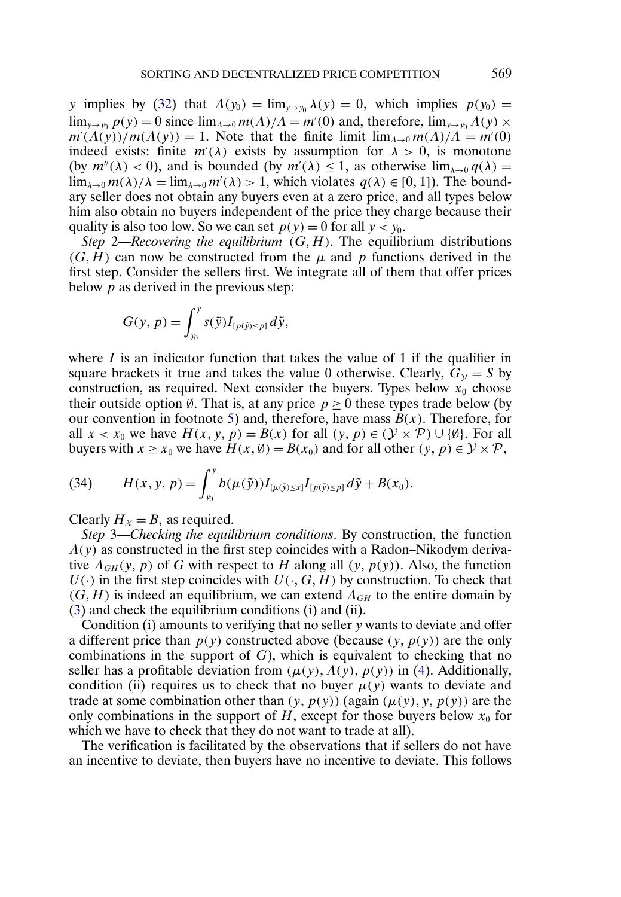$\underline{y}$ implies by (32) that $\Lambda(y_0) = \lim_{y \to y_0} \lambda(y) = 0$, which implies $p(y_0) = \lim_{y \to y_0} p(y) = 0$ since $\lim_{\Lambda \to 0} m(\Lambda)/\Lambda = m'(0)$ and, therefore, $\lim_{y \to y_0} \Lambda(y) \times m'(\Lambda(y))/m(\Lambda(y)) = 1$. Note that the finite limit $\lim_{\Lambda \to 0} m(\Lambda)/\Lambda = m'(0)$ indeed exists: finite $m'(\lambda)$ exists by assumption for $\lambda > 0$, is monotone (by $m''(\lambda) < 0$), and is bounded (by $m'(\lambda) \leq 1$, as otherwise $\lim_{\lambda \to 0} q(\lambda) = \lim_{\lambda \to 0} m(\lambda)/\lambda = \lim_{\lambda \to 0} m'(\lambda) > 1$, which violates $q(\lambda) \in [0, 1]$). The boundary seller does not obtain any buyers even at a zero price, and all types below him also obtain no buyers independent of the price they charge because their quality is also too low. So we can set $p(y) = 0$ for all $y < y_0$.

*Step* 2—*Recovering the equilibrium* $(G, H)$. The equilibrium distributions $(G, H)$ can now be constructed from the $\mu$ and $p$ functions derived in the first step. Consider the sellers first. We integrate all of them that offer prices below $p$ as derived in the previous step:

$$G(y, p) = \int_{y_0}^{y} s(\tilde{y}) I_{[p(\tilde{y}) \leq p]} \, d\tilde{y},$$

where $I$ is an indicator function that takes the value of 1 if the qualifier in square brackets it true and takes the value 0 otherwise. Clearly, $G_{\mathcal{Y}} = S$ by construction, as required. Next consider the buyers. Types below $x_0$ choose their outside option $\emptyset$. That is, at any price $p \geq 0$ these types trade below (by our convention in footnote 5) and, therefore, have mass $B(x)$. Therefore, for all $x < x_0$ we have $H(x, y, p) = B(x)$ for all $(y, p) \in (\mathcal{Y} \times \mathcal{P}) \cup \{\emptyset\}$. For all buyers with $x \geq x_0$ we have $H(x, \emptyset) = B(x_0)$ and for all other $(y, p) \in \mathcal{Y} \times \mathcal{P}$,

$$H(x, y, p) = \int_{y_0}^{y} b(\mu(\tilde{y})) I_{[\mu(\tilde{y}) \leq x]} I_{[p(\tilde{y}) \leq p]} \, d\tilde{y} + B(x_0). \tag{34}$$

Clearly $H_{\mathcal{X}} = B$, as required.

*Step* 3—*Checking the equilibrium conditions*. By construction, the function $\Lambda(y)$ as constructed in the first step coincides with a Radon–Nikodym derivative $\Lambda_{GH}(y, p)$ of $G$ with respect to $H$ along all $(y, p(y))$. Also, the function $U(\cdot)$ in the first step coincides with $U(\cdot, G, H)$ by construction. To check that $(G, H)$ is indeed an equilibrium, we can extend $\Lambda_{GH}$ to the entire domain by (3) and check the equilibrium conditions (i) and (ii).

Condition (i) amounts to verifying that no seller $y$ wants to deviate and offer a different price than $p(y)$ constructed above (because $(y, p(y))$ are the only combinations in the support of $G$), which is equivalent to checking that no seller has a profitable deviation from $(\mu(y), \Lambda(y), p(y))$ in (4). Additionally, condition (ii) requires us to check that no buyer $\mu(y)$ wants to deviate and trade at some combination other than $(y, p(y))$ (again $(\mu(y), y, p(y))$ are the only combinations in the support of $H$, except for those buyers below $x_0$ for which we have to check that they do not want to trade at all).

The verification is facilitated by the observations that if sellers do not have an incentive to deviate, then buyers have no incentive to deviate. This follows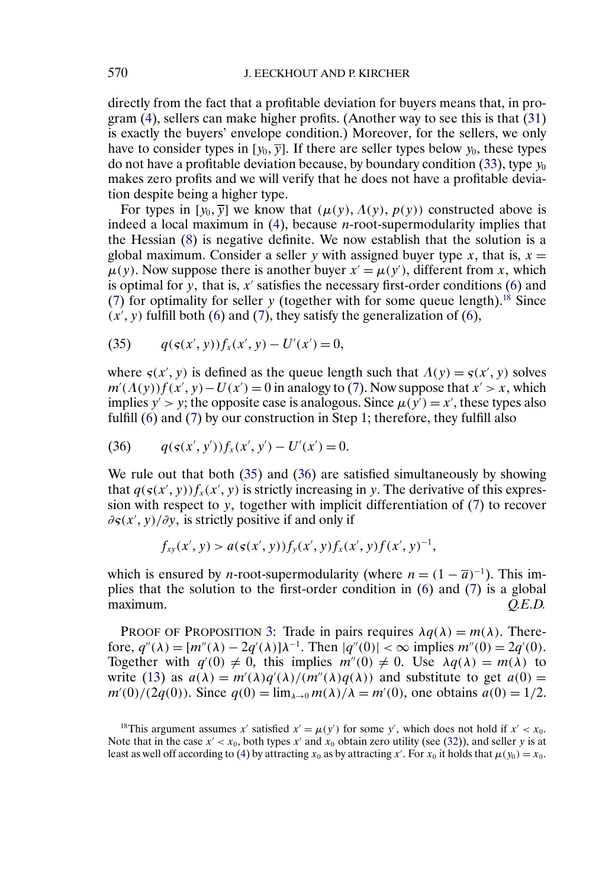directly from the fact that a profitable deviation for buyers means that, in program (4), sellers can make higher profits. (Another way to see this is that (31) is exactly the buyers' envelope condition.) Moreover, for the sellers, we only have to consider types in $[y_0, \overline{y}]$. If there are seller types below $y_0$, these types do not have a profitable deviation because, by boundary condition (33), type $y_0$ makes zero profits and we will verify that he does not have a profitable deviation despite being a higher type.

For types in $[y_0, \overline{y}]$ we know that $(\mu(y), \Lambda(y), p(y))$ constructed above is indeed a local maximum in (4), because $n$-root-supermodularity implies that the Hessian (8) is negative definite. We now establish that the solution is a global maximum. Consider a seller $y$ with assigned buyer type $x$, that is, $x = \mu(y)$. Now suppose there is another buyer $x' = \mu(y')$, different from $x$, which is optimal for $y$, that is, $x'$ satisfies the necessary first-order conditions (6) and (7) for optimality for seller $y$ (together with for some queue length).[18] Since $(x', y)$ fulfill both (6) and (7), they satisfy the generalization of (6),

$$q(\varsigma(x', y)) f_x(x', y) - U'(x') = 0, \tag{35}$$

where $\varsigma(x', y)$ is defined as the queue length such that $\Lambda(y) = \varsigma(x', y)$ solves $m'(\Lambda(y)) f(x', y) - U(x') = 0$ in analogy to (7). Now suppose that $x' > x$, which implies $y' > y$; the opposite case is analogous. Since $\mu(y') = x'$, these types also fulfill (6) and (7) by our construction in Step 1; therefore, they fulfill also

$$q(\varsigma(x', y')) f_x(x', y') - U'(x') = 0. \tag{36}$$

We rule out that both (35) and (36) are satisfied simultaneously by showing that $q(\varsigma(x', y)) f_x(x', y)$ is strictly increasing in $y$. The derivative of this expression with respect to $y$, together with implicit differentiation of (7) to recover $\partial \varsigma(x', y)/\partial y$, is strictly positive if and only if

$$f_{xy}(x', y) > a(\varsigma(x', y)) f_y(x', y) f_x(x', y) f(x', y)^{-1},$$

which is ensured by $n$-root-supermodularity (where $n = (1 - \overline{a})^{-1}$). This implies that the solution to the first-order condition in (6) and (7) is a global maximum. *Q.E.D.*

PROOF OF PROPOSITION 3: Trade in pairs requires $\lambda q(\lambda) = m(\lambda)$. Therefore, $q''(\lambda) = [m''(\lambda) - 2q'(\lambda)]\lambda^{-1}$. Then $|q''(0)| < \infty$ implies $m''(0) = 2q'(0)$. Together with $q'(0) \neq 0$, this implies $m''(0) \neq 0$. Use $\lambda q(\lambda) = m(\lambda)$ to write (13) as $a(\lambda) = m'(\lambda) q'(\lambda)/(m''(\lambda) q(\lambda))$ and substitute to get $a(0) = m'(0)/(2q(0))$. Since $q(0) = \lim_{\lambda \to 0} m(\lambda)/\lambda = m'(0)$, one obtains $a(0) = 1/2$.

[18] This argument assumes $x'$ satisfied $x' = \mu(y')$ for some $y'$, which does not hold if $x' < x_0$. Note that in the case $x' < x_0$, both types $x'$ and $x_0$ obtain zero utility (see (32)), and seller $y$ is at least as well off according to (4) by attracting $x_0$ as by attracting $x'$. For $x_0$ it holds that $\mu(y_0) = x_0$.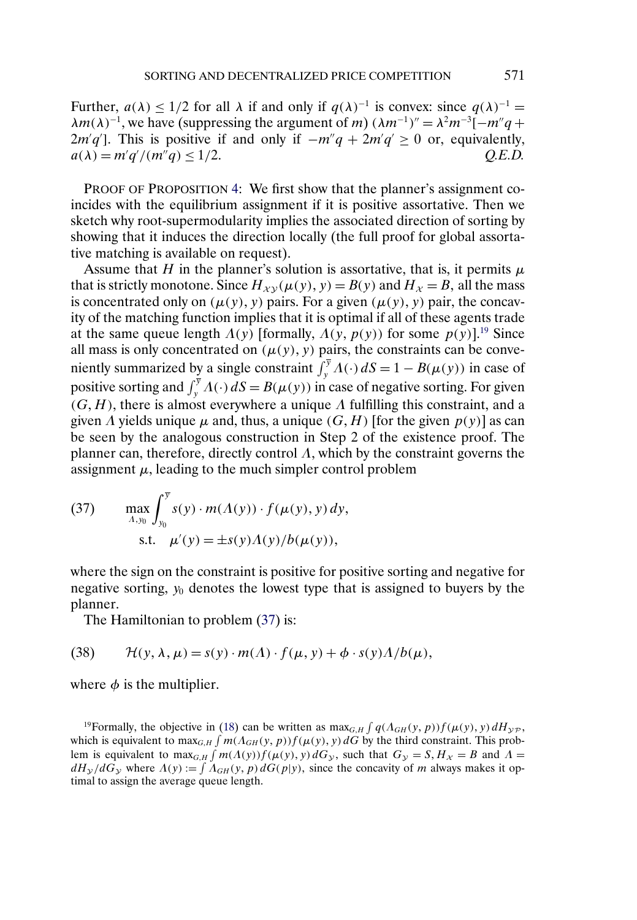Further, $a(\lambda) \leq 1/2$ for all $\lambda$ if and only if $q(\lambda)^{-1}$ is convex: since $q(\lambda)^{-1} = \lambda m(\lambda)^{-1}$, we have (suppressing the argument of $m$) $(\lambda m^{-1})'' = \lambda^2 m^{-3}[-m''q + 2m'q']$. This is positive if and only if $-m''q + 2m'q' \geq 0$ or, equivalently, $a(\lambda) = m'q'/(m''q) \leq 1/2$. *Q.E.D.*

PROOF OF PROPOSITION 4: We first show that the planner's assignment coincides with the equilibrium assignment if it is positive assortative. Then we sketch why root-supermodularity implies the associated direction of sorting by showing that it induces the direction locally (the full proof for global assortative matching is available on request).

Assume that $H$ in the planner's solution is assortative, that is, it permits $\mu$ that is strictly monotone. Since $H_{\mathcal{X}\mathcal{Y}}(\mu(y), y) = B(y)$ and $H_{\mathcal{X}} = B$, all the mass is concentrated only on $(\mu(y), y)$ pairs. For a given $(\mu(y), y)$ pair, the concavity of the matching function implies that it is optimal if all of these agents trade at the same queue length $\Lambda(y)$ [formally, $\Lambda(y, p(y))$ for some $p(y)$].[19] Since all mass is only concentrated on $(\mu(y), y)$ pairs, the constraints can be conveniently summarized by a single constraint $\int_y^{\overline{y}} \Lambda(\cdot)\, dS = 1 - B(\mu(y))$ in case of positive sorting and $\int_y^{\overline{y}} \Lambda(\cdot)\, dS = B(\mu(y))$ in case of negative sorting. For given $(G, H)$, there is almost everywhere a unique $\Lambda$ fulfilling this constraint, and a given $\Lambda$ yields unique $\mu$ and, thus, a unique $(G, H)$ [for the given $p(y)$] as can be seen by the analogous construction in Step 2 of the existence proof. The planner can, therefore, directly control $\Lambda$, which by the constraint governs the assignment $\mu$, leading to the much simpler control problem

$$\tag{37} \max_{\Lambda, y_0} \int_{y_0}^{\overline{y}} s(y) \cdot m(\Lambda(y)) \cdot f(\mu(y), y)\, dy, \quad \text{s.t.} \quad \mu'(y) = \pm s(y)\Lambda(y)/b(\mu(y)),$$

where the sign on the constraint is positive for positive sorting and negative for negative sorting, $y_0$ denotes the lowest type that is assigned to buyers by the planner.

The Hamiltonian to problem (37) is:

$$\tag{38} \mathcal{H}(y, \lambda, \mu) = s(y) \cdot m(\Lambda) \cdot f(\mu, y) + \phi \cdot s(y)\Lambda/b(\mu),$$

where $\phi$ is the multiplier.

[19] Formally, the objective in (18) can be written as $\max_{G,H} \int q(\Lambda_{GH}(y, p)) f(\mu(y), y)\, dH_{\mathcal{Y}\mathcal{P}}$, which is equivalent to $\max_{G,H} \int m(\Lambda_{GH}(y, p)) f(\mu(y), y)\, dG$ by the third constraint. This problem is equivalent to $\max_{G,H} \int m(\Lambda(y)) f(\mu(y), y)\, dG_{\mathcal{Y}}$, such that $G_{\mathcal{Y}} = S$, $H_{\mathcal{X}} = B$ and $\Lambda = dH_{\mathcal{Y}}/dG_{\mathcal{Y}}$ where $\Lambda(y) := \int \Lambda_{GH}(y, p)\, dG(p|y)$, since the concavity of $m$ always makes it optimal to assign the average queue length.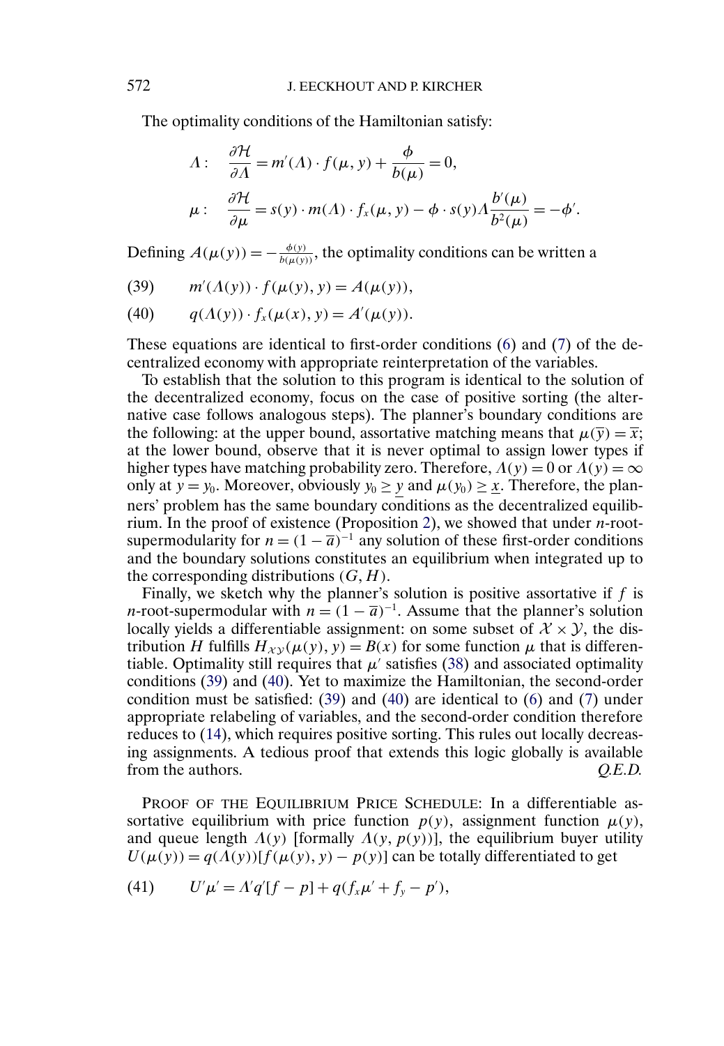The optimality conditions of the Hamiltonian satisfy:

$$\Lambda: \quad \frac{\partial \mathcal{H}}{\partial \Lambda} = m'(\Lambda) \cdot f(\mu, y) + \frac{\phi}{b(\mu)} = 0,$$

$$\mu: \quad \frac{\partial \mathcal{H}}{\partial \mu} = s(y) \cdot m(\Lambda) \cdot f_x(\mu, y) - \phi \cdot s(y) \Lambda \frac{b'(\mu)}{b^2(\mu)} = -\phi'.$$

Defining $A(\mu(y)) = -\frac{\phi(y)}{b(\mu(y))}$, the optimality conditions can be written a

$$m'(\Lambda(y)) \cdot f(\mu(y), y) = A(\mu(y)), \tag{39}$$

$$q(\Lambda(y)) \cdot f_x(\mu(x), y) = A'(\mu(y)). \tag{40}$$

These equations are identical to first-order conditions (6) and (7) of the decentralized economy with appropriate reinterpretation of the variables.

To establish that the solution to this program is identical to the solution of the decentralized economy, focus on the case of positive sorting (the alternative case follows analogous steps). The planner's boundary conditions are the following: at the upper bound, assortative matching means that $\mu(\overline{y}) = \overline{x}$; at the lower bound, observe that it is never optimal to assign lower types if higher types have matching probability zero. Therefore, $\Lambda(y) = 0$ or $\Lambda(y) = \infty$ only at $y = y_0$. Moreover, obviously $y_0 \geq \underline{y}$ and $\mu(y_0) \geq \underline{x}$. Therefore, the planners' problem has the same boundary conditions as the decentralized equilibrium. In the proof of existence (Proposition 2), we showed that under $n$-root-supermodularity for $n = (1 - \overline{a})^{-1}$ any solution of these first-order conditions and the boundary solutions constitutes an equilibrium when integrated up to the corresponding distributions $(G, H)$.

Finally, we sketch why the planner's solution is positive assortative if $f$ is $n$-root-supermodular with $n = (1 - \overline{a})^{-1}$. Assume that the planner's solution locally yields a differentiable assignment: on some subset of $\mathcal{X} \times \mathcal{Y}$, the distribution $H$ fulfills $H_{\mathcal{X}\mathcal{Y}}(\mu(y), y) = B(x)$ for some function $\mu$ that is differentiable. Optimality still requires that $\mu'$ satisfies (38) and associated optimality conditions (39) and (40). Yet to maximize the Hamiltonian, the second-order condition must be satisfied: (39) and (40) are identical to (6) and (7) under appropriate relabeling of variables, and the second-order condition therefore reduces to (14), which requires positive sorting. This rules out locally decreasing assignments. A tedious proof that extends this logic globally is available from the authors. *Q.E.D.*

PROOF OF THE EQUILIBRIUM PRICE SCHEDULE: In a differentiable assortative equilibrium with price function $p(y)$, assignment function $\mu(y)$, and queue length $\Lambda(y)$ [formally $\Lambda(y, p(y))$], the equilibrium buyer utility $U(\mu(y)) = q(\Lambda(y))[f(\mu(y), y) - p(y)]$ can be totally differentiated to get

$$U'\mu' = \Lambda' q'[f - p] + q(f_x \mu' + f_y - p'), \tag{41}$$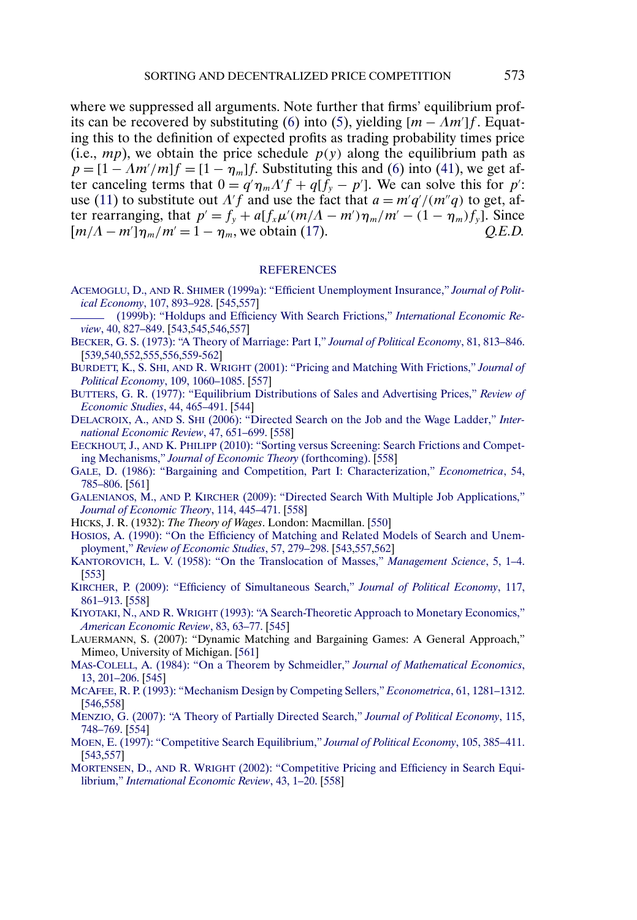where we suppressed all arguments. Note further that firms' equilibrium profits can be recovered by substituting (6) into (5), yielding $[m - \Lambda m']f$. Equating this to the definition of expected profits as trading probability times price (i.e., $mp$), we obtain the price schedule $p(y)$ along the equilibrium path as $p = [1 - \Lambda m'/m]f = [1 - \eta_m]f$. Substituting this and (6) into (41), we get after canceling terms that $0 = q'\eta_m \Lambda' f + q[f_y - p']$. We can solve this for $p'$: use (11) to substitute out $\Lambda' f$ and use the fact that $a = m'q'/(m''q)$ to get, after rearranging, that $p' = f_y + a[f_x \mu'(m/\Lambda - m')\eta_m/m' - (1 - \eta_m)f_y]$. Since $[m/\Lambda - m']\eta_m/m' = 1 - \eta_m$, we obtain (17). *Q.E.D.*

## REFERENCES

ACEMOGLU, D., AND R. SHIMER (1999a): "Efficient Unemployment Insurance," *Journal of Political Economy*, 107, 893–928. [545,557]

——— (1999b): "Holdups and Efficiency With Search Frictions," *International Economic Review*, 40, 827–849. [543,545,546,557]

BECKER, G. S. (1973): "A Theory of Marriage: Part I," *Journal of Political Economy*, 81, 813–846. [539,540,552,555,556,559-562]

BURDETT, K., S. SHI, AND R. WRIGHT (2001): "Pricing and Matching With Frictions," *Journal of Political Economy*, 109, 1060–1085. [557]

BUTTERS, G. R. (1977): "Equilibrium Distributions of Sales and Advertising Prices," *Review of Economic Studies*, 44, 465–491. [544]

DELACROIX, A., AND S. SHI (2006): "Directed Search on the Job and the Wage Ladder," *International Economic Review*, 47, 651–699. [558]

EECKHOUT, J., AND K. PHILIPP (2010): "Sorting versus Screening: Search Frictions and Competing Mechanisms," *Journal of Economic Theory* (forthcoming). [558]

GALE, D. (1986): "Bargaining and Competition, Part I: Characterization," *Econometrica*, 54, 785–806. [561]

GALENIANOS, M., AND P. KIRCHER (2009): "Directed Search With Multiple Job Applications," *Journal of Economic Theory*, 114, 445–471. [558]

HICKS, J. R. (1932): *The Theory of Wages*. London: Macmillan. [550]

HOSIOS, A. (1990): "On the Efficiency of Matching and Related Models of Search and Unemployment," *Review of Economic Studies*, 57, 279–298. [543,557,562]

KANTOROVICH, L. V. (1958): "On the Translocation of Masses," *Management Science*, 5, 1–4. [553]

KIRCHER, P. (2009): "Efficiency of Simultaneous Search," *Journal of Political Economy*, 117, 861–913. [558]

KIYOTAKI, N., AND R. WRIGHT (1993): "A Search-Theoretic Approach to Monetary Economics," *American Economic Review*, 83, 63–77. [545]

LAUERMANN, S. (2007): "Dynamic Matching and Bargaining Games: A General Approach," Mimeo, University of Michigan. [561]

MAS-COLELL, A. (1984): "On a Theorem by Schmeidler," *Journal of Mathematical Economics*, 13, 201–206. [545]

MCAFEE, R. P. (1993): "Mechanism Design by Competing Sellers," *Econometrica*, 61, 1281–1312. [546,558]

MENZIO, G. (2007): "A Theory of Partially Directed Search," *Journal of Political Economy*, 115, 748–769. [554]

MOEN, E. (1997): "Competitive Search Equilibrium," *Journal of Political Economy*, 105, 385–411. [543,557]

MORTENSEN, D., AND R. WRIGHT (2002): "Competitive Pricing and Efficiency in Search Equilibrium," *International Economic Review*, 43, 1–20. [558]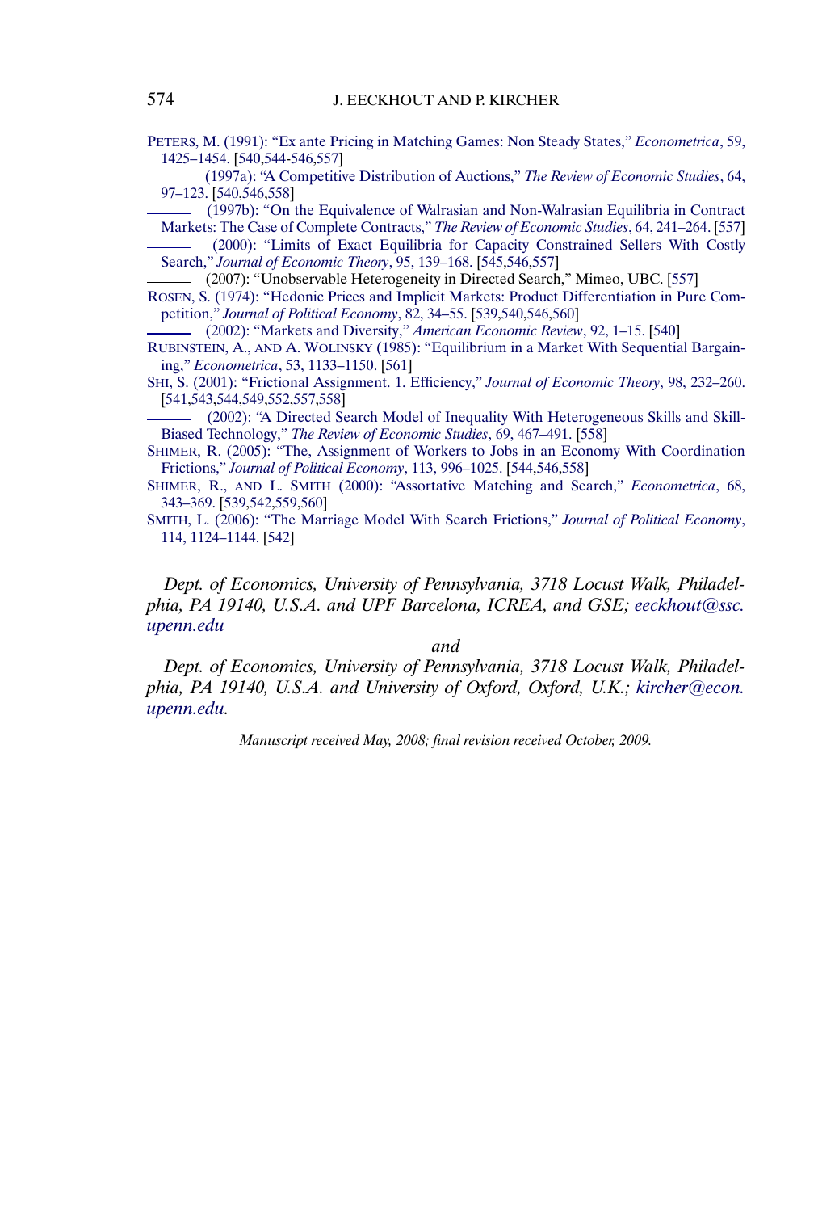PETERS, M. (1991): "Ex ante Pricing in Matching Games: Non Steady States," *Econometrica*, 59, 1425–1454. [540,544-546,557]

——— (1997a): "A Competitive Distribution of Auctions," *The Review of Economic Studies*, 64, 97–123. [540,546,558]

——— (1997b): "On the Equivalence of Walrasian and Non-Walrasian Equilibria in Contract Markets: The Case of Complete Contracts," *The Review of Economic Studies*, 64, 241–264. [557]

——— (2000): "Limits of Exact Equilibria for Capacity Constrained Sellers With Costly Search," *Journal of Economic Theory*, 95, 139–168. [545,546,557]

——— (2007): "Unobservable Heterogeneity in Directed Search," Mimeo, UBC. [557]

ROSEN, S. (1974): "Hedonic Prices and Implicit Markets: Product Differentiation in Pure Competition," *Journal of Political Economy*, 82, 34–55. [539,540,546,560]

——— (2002): "Markets and Diversity," *American Economic Review*, 92, 1–15. [540]

RUBINSTEIN, A., AND A. WOLINSKY (1985): "Equilibrium in a Market With Sequential Bargaining," *Econometrica*, 53, 1133–1150. [561]

SHI, S. (2001): "Frictional Assignment. 1. Efficiency," *Journal of Economic Theory*, 98, 232–260. [541,543,544,549,552,557,558]

——— (2002): "A Directed Search Model of Inequality With Heterogeneous Skills and Skill-Biased Technology," *The Review of Economic Studies*, 69, 467–491. [558]

SHIMER, R. (2005): "The, Assignment of Workers to Jobs in an Economy With Coordination Frictions," *Journal of Political Economy*, 113, 996–1025. [544,546,558]

SHIMER, R., AND L. SMITH (2000): "Assortative Matching and Search," *Econometrica*, 68, 343–369. [539,542,559,560]

SMITH, L. (2006): "The Marriage Model With Search Frictions," *Journal of Political Economy*, 114, 1124–1144. [542]

*Dept. of Economics, University of Pennsylvania, 3718 Locust Walk, Philadelphia, PA 19140, U.S.A. and UPF Barcelona, ICREA, and GSE; eeckhout@ssc.upenn.edu*

*and*

*Dept. of Economics, University of Pennsylvania, 3718 Locust Walk, Philadelphia, PA 19140, U.S.A. and University of Oxford, Oxford, U.K.; kircher@econ.upenn.edu.*

*Manuscript received May, 2008; final revision received October, 2009.*